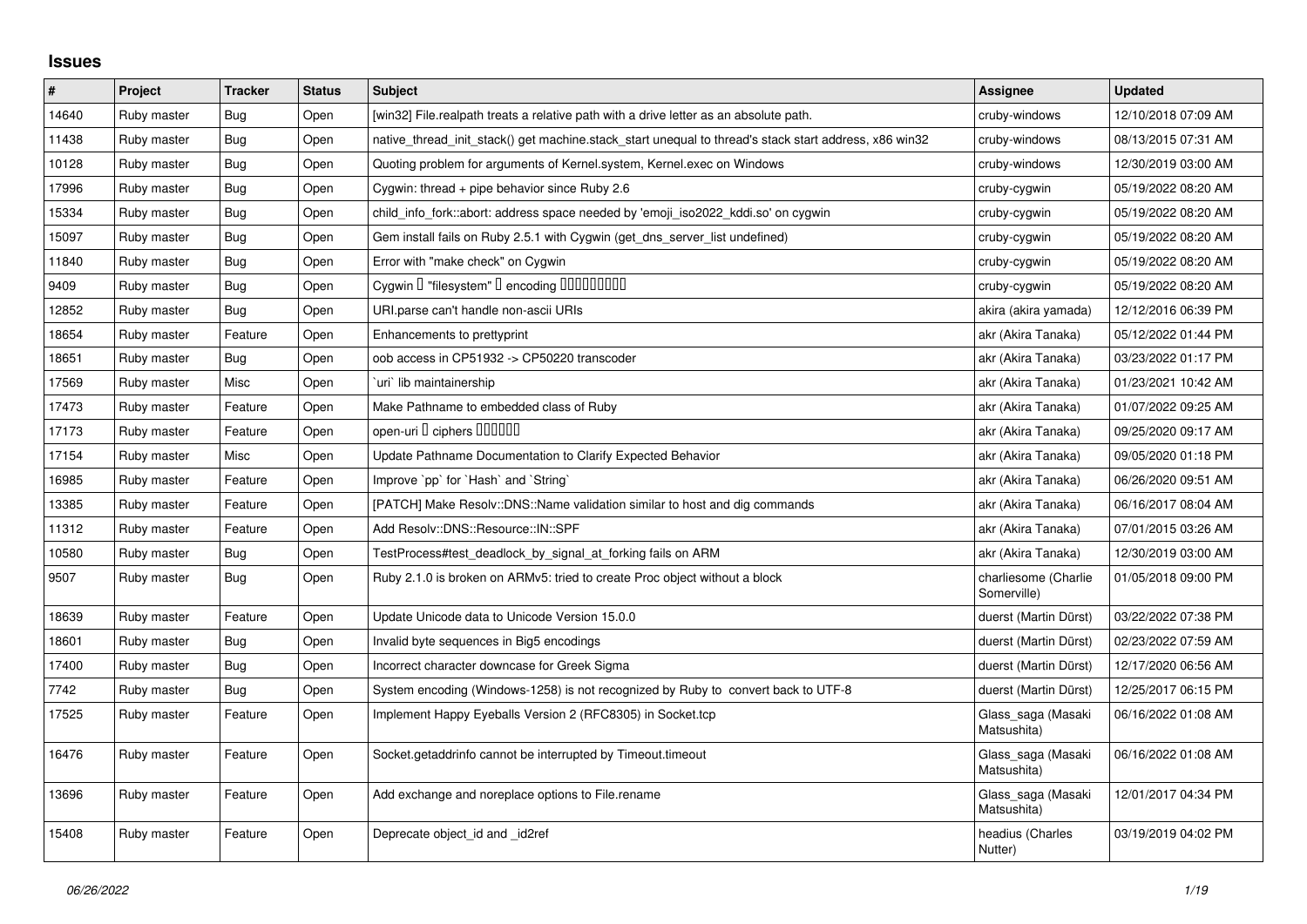## Issues

| # | Project | Tracker | Status | Subject | Assignee | Updated |
|---|---|---|---|---|---|---|
| 14640 | Ruby master | Bug | Open | [win32] File.realpath treats a relative path with a drive letter as an absolute path. | cruby-windows | 12/10/2018 07:09 AM |
| 11438 | Ruby master | Bug | Open | native_thread_init_stack() get machine.stack_start unequal to thread's stack start address, x86 win32 | cruby-windows | 08/13/2015 07:31 AM |
| 10128 | Ruby master | Bug | Open | Quoting problem for arguments of Kernel.system, Kernel.exec on Windows | cruby-windows | 12/30/2019 03:00 AM |
| 17996 | Ruby master | Bug | Open | Cygwin: thread + pipe behavior since Ruby 2.6 | cruby-cygwin | 05/19/2022 08:20 AM |
| 15334 | Ruby master | Bug | Open | child_info_fork::abort: address space needed by 'emoji_iso2022_kddi.so' on cygwin | cruby-cygwin | 05/19/2022 08:20 AM |
| 15097 | Ruby master | Bug | Open | Gem install fails on Ruby 2.5.1 with Cygwin (get_dns_server_list undefined) | cruby-cygwin | 05/19/2022 08:20 AM |
| 11840 | Ruby master | Bug | Open | Error with "make check" on Cygwin | cruby-cygwin | 05/19/2022 08:20 AM |
| 9409 | Ruby master | Bug | Open | Cygwin � "filesystem" � encoding ��������� | cruby-cygwin | 05/19/2022 08:20 AM |
| 12852 | Ruby master | Bug | Open | URI.parse can't handle non-ascii URIs | akira (akira yamada) | 12/12/2016 06:39 PM |
| 18654 | Ruby master | Feature | Open | Enhancements to prettyprint | akr (Akira Tanaka) | 05/12/2022 01:44 PM |
| 18651 | Ruby master | Bug | Open | oob access in CP51932 -> CP50220 transcoder | akr (Akira Tanaka) | 03/23/2022 01:17 PM |
| 17569 | Ruby master | Misc | Open | `uri` lib maintainership | akr (Akira Tanaka) | 01/23/2021 10:42 AM |
| 17473 | Ruby master | Feature | Open | Make Pathname to embedded class of Ruby | akr (Akira Tanaka) | 01/07/2022 09:25 AM |
| 17173 | Ruby master | Feature | Open | open-uri � ciphers ������ | akr (Akira Tanaka) | 09/25/2020 09:17 AM |
| 17154 | Ruby master | Misc | Open | Update Pathname Documentation to Clarify Expected Behavior | akr (Akira Tanaka) | 09/05/2020 01:18 PM |
| 16985 | Ruby master | Feature | Open | Improve `pp` for `Hash` and `String` | akr (Akira Tanaka) | 06/26/2020 09:51 AM |
| 13385 | Ruby master | Feature | Open | [PATCH] Make Resolv::DNS::Name validation similar to host and dig commands | akr (Akira Tanaka) | 06/16/2017 08:04 AM |
| 11312 | Ruby master | Feature | Open | Add Resolv::DNS::Resource::IN::SPF | akr (Akira Tanaka) | 07/01/2015 03:26 AM |
| 10580 | Ruby master | Bug | Open | TestProcess#test_deadlock_by_signal_at_forking fails on ARM | akr (Akira Tanaka) | 12/30/2019 03:00 AM |
| 9507 | Ruby master | Bug | Open | Ruby 2.1.0 is broken on ARMv5: tried to create Proc object without a block | charliesome (Charlie Somerville) | 01/05/2018 09:00 PM |
| 18639 | Ruby master | Feature | Open | Update Unicode data to Unicode Version 15.0.0 | duerst (Martin Dürst) | 03/22/2022 07:38 PM |
| 18601 | Ruby master | Bug | Open | Invalid byte sequences in Big5 encodings | duerst (Martin Dürst) | 02/23/2022 07:59 AM |
| 17400 | Ruby master | Bug | Open | Incorrect character downcase for Greek Sigma | duerst (Martin Dürst) | 12/17/2020 06:56 AM |
| 7742 | Ruby master | Bug | Open | System encoding (Windows-1258) is not recognized by Ruby to convert back to UTF-8 | duerst (Martin Dürst) | 12/25/2017 06:15 PM |
| 17525 | Ruby master | Feature | Open | Implement Happy Eyeballs Version 2 (RFC8305) in Socket.tcp | Glass_saga (Masaki Matsushita) | 06/16/2022 01:08 AM |
| 16476 | Ruby master | Feature | Open | Socket.getaddrinfo cannot be interrupted by Timeout.timeout | Glass_saga (Masaki Matsushita) | 06/16/2022 01:08 AM |
| 13696 | Ruby master | Feature | Open | Add exchange and noreplace options to File.rename | Glass_saga (Masaki Matsushita) | 12/01/2017 04:34 PM |
| 15408 | Ruby master | Feature | Open | Deprecate object_id and _id2ref | headius (Charles Nutter) | 03/19/2019 04:02 PM |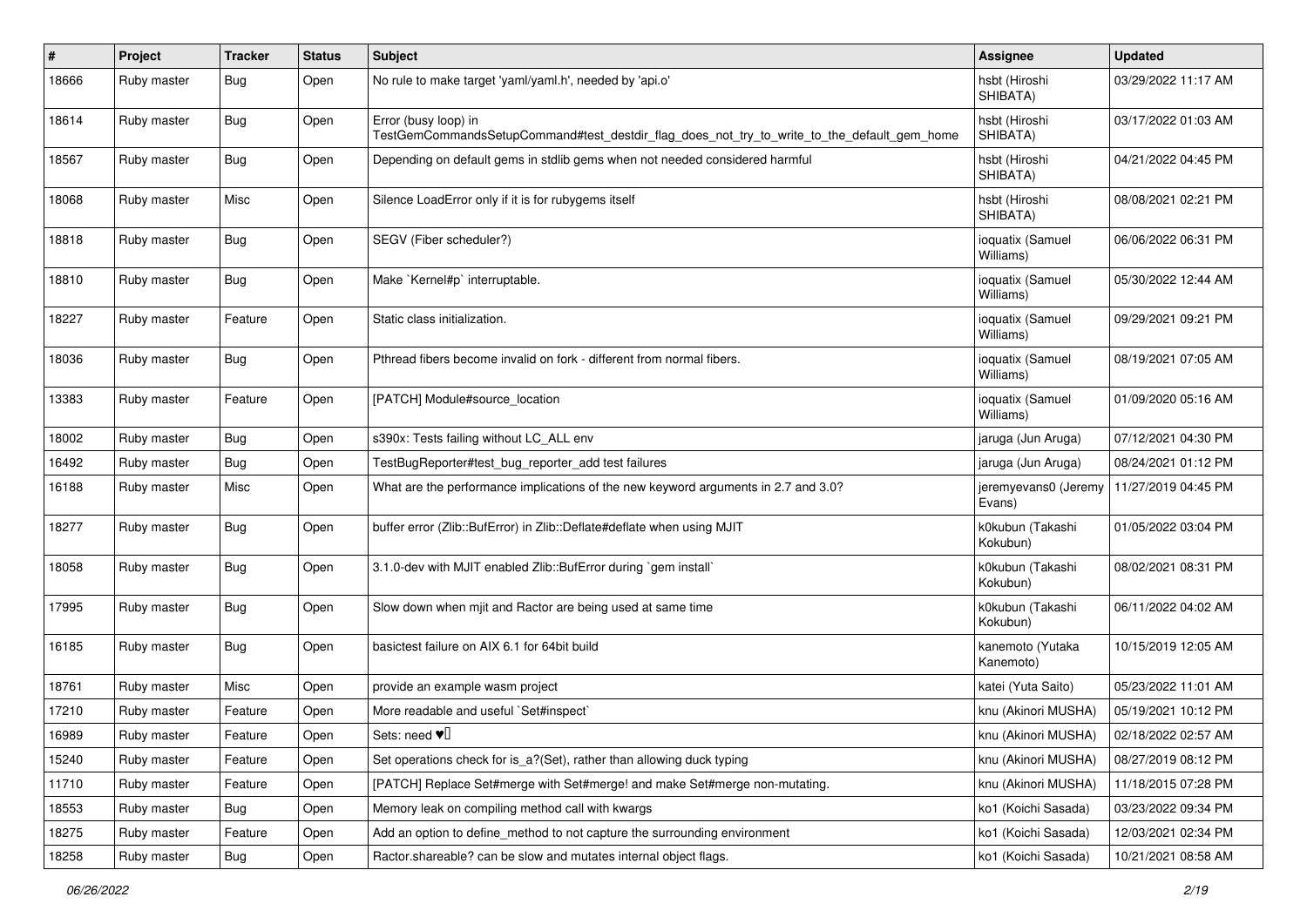| # | Project | Tracker | Status | Subject | Assignee | Updated |
| --- | --- | --- | --- | --- | --- | --- |
| 18666 | Ruby master | Bug | Open | No rule to make target 'yaml/yaml.h', needed by 'api.o' | hsbt (Hiroshi SHIBATA) | 03/29/2022 11:17 AM |
| 18614 | Ruby master | Bug | Open | Error (busy loop) in TestGemCommandsSetupCommand#test_destdir_flag_does_not_try_to_write_to_the_default_gem_home | hsbt (Hiroshi SHIBATA) | 03/17/2022 01:03 AM |
| 18567 | Ruby master | Bug | Open | Depending on default gems in stdlib gems when not needed considered harmful | hsbt (Hiroshi SHIBATA) | 04/21/2022 04:45 PM |
| 18068 | Ruby master | Misc | Open | Silence LoadError only if it is for rubygems itself | hsbt (Hiroshi SHIBATA) | 08/08/2021 02:21 PM |
| 18818 | Ruby master | Bug | Open | SEGV (Fiber scheduler?) | ioquatix (Samuel Williams) | 06/06/2022 06:31 PM |
| 18810 | Ruby master | Bug | Open | Make `Kernel#p` interruptable. | ioquatix (Samuel Williams) | 05/30/2022 12:44 AM |
| 18227 | Ruby master | Feature | Open | Static class initialization. | ioquatix (Samuel Williams) | 09/29/2021 09:21 PM |
| 18036 | Ruby master | Bug | Open | Pthread fibers become invalid on fork - different from normal fibers. | ioquatix (Samuel Williams) | 08/19/2021 07:05 AM |
| 13383 | Ruby master | Feature | Open | [PATCH] Module#source_location | ioquatix (Samuel Williams) | 01/09/2020 05:16 AM |
| 18002 | Ruby master | Bug | Open | s390x: Tests failing without LC_ALL env | jaruga (Jun Aruga) | 07/12/2021 04:30 PM |
| 16492 | Ruby master | Bug | Open | TestBugReporter#test_bug_reporter_add test failures | jaruga (Jun Aruga) | 08/24/2021 01:12 PM |
| 16188 | Ruby master | Misc | Open | What are the performance implications of the new keyword arguments in 2.7 and 3.0? | jeremyevans0 (Jeremy Evans) | 11/27/2019 04:45 PM |
| 18277 | Ruby master | Bug | Open | buffer error (Zlib::BufError) in Zlib::Deflate#deflate when using MJIT | k0kubun (Takashi Kokubun) | 01/05/2022 03:04 PM |
| 18058 | Ruby master | Bug | Open | 3.1.0-dev with MJIT enabled Zlib::BufError during `gem install` | k0kubun (Takashi Kokubun) | 08/02/2021 08:31 PM |
| 17995 | Ruby master | Bug | Open | Slow down when mjit and Ractor are being used at same time | k0kubun (Takashi Kokubun) | 06/11/2022 04:02 AM |
| 16185 | Ruby master | Bug | Open | basictest failure on AIX 6.1 for 64bit build | kanemoto (Yutaka Kanemoto) | 10/15/2019 12:05 AM |
| 18761 | Ruby master | Misc | Open | provide an example wasm project | katei (Yuta Saito) | 05/23/2022 11:01 AM |
| 17210 | Ruby master | Feature | Open | More readable and useful `Set#inspect` | knu (Akinori MUSHA) | 05/19/2021 10:12 PM |
| 16989 | Ruby master | Feature | Open | Sets: need ♥️ | knu (Akinori MUSHA) | 02/18/2022 02:57 AM |
| 15240 | Ruby master | Feature | Open | Set operations check for is_a?(Set), rather than allowing duck typing | knu (Akinori MUSHA) | 08/27/2019 08:12 PM |
| 11710 | Ruby master | Feature | Open | [PATCH] Replace Set#merge with Set#merge! and make Set#merge non-mutating. | knu (Akinori MUSHA) | 11/18/2015 07:28 PM |
| 18553 | Ruby master | Bug | Open | Memory leak on compiling method call with kwargs | ko1 (Koichi Sasada) | 03/23/2022 09:34 PM |
| 18275 | Ruby master | Feature | Open | Add an option to define_method to not capture the surrounding environment | ko1 (Koichi Sasada) | 12/03/2021 02:34 PM |
| 18258 | Ruby master | Bug | Open | Ractor.shareable? can be slow and mutates internal object flags. | ko1 (Koichi Sasada) | 10/21/2021 08:58 AM |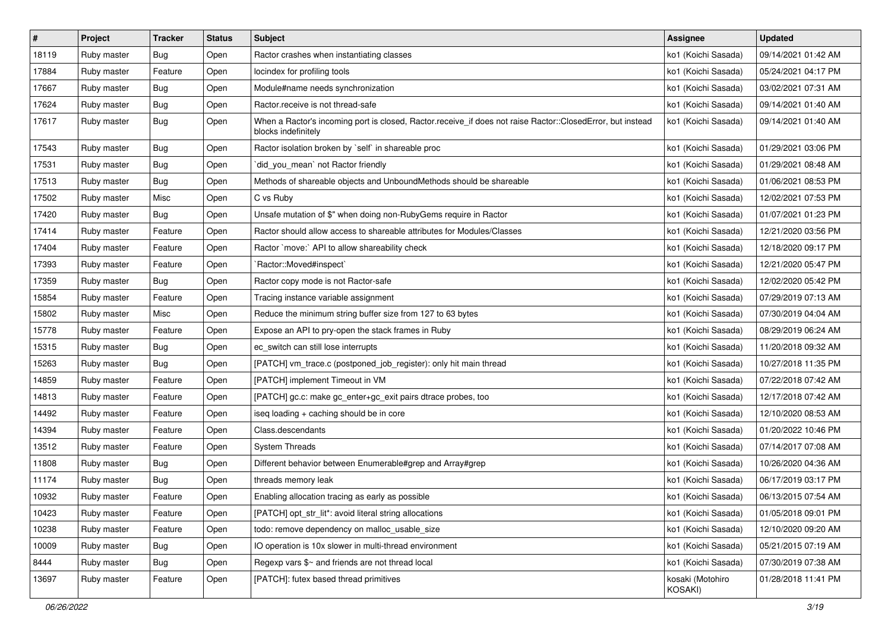| # | Project | Tracker | Status | Subject | Assignee | Updated |
|---|---|---|---|---|---|---|
| 18119 | Ruby master | Bug | Open | Ractor crashes when instantiating classes | ko1 (Koichi Sasada) | 09/14/2021 01:42 AM |
| 17884 | Ruby master | Feature | Open | locindex for profiling tools | ko1 (Koichi Sasada) | 05/24/2021 04:17 PM |
| 17667 | Ruby master | Bug | Open | Module#name needs synchronization | ko1 (Koichi Sasada) | 03/02/2021 07:31 AM |
| 17624 | Ruby master | Bug | Open | Ractor.receive is not thread-safe | ko1 (Koichi Sasada) | 09/14/2021 01:40 AM |
| 17617 | Ruby master | Bug | Open | When a Ractor's incoming port is closed, Ractor.receive_if does not raise Ractor::ClosedError, but instead blocks indefinitely | ko1 (Koichi Sasada) | 09/14/2021 01:40 AM |
| 17543 | Ruby master | Bug | Open | Ractor isolation broken by `self` in shareable proc | ko1 (Koichi Sasada) | 01/29/2021 03:06 PM |
| 17531 | Ruby master | Bug | Open | `did_you_mean` not Ractor friendly | ko1 (Koichi Sasada) | 01/29/2021 08:48 AM |
| 17513 | Ruby master | Bug | Open | Methods of shareable objects and UnboundMethods should be shareable | ko1 (Koichi Sasada) | 01/06/2021 08:53 PM |
| 17502 | Ruby master | Misc | Open | C vs Ruby | ko1 (Koichi Sasada) | 12/02/2021 07:53 PM |
| 17420 | Ruby master | Bug | Open | Unsafe mutation of $" when doing non-RubyGems require in Ractor | ko1 (Koichi Sasada) | 01/07/2021 01:23 PM |
| 17414 | Ruby master | Feature | Open | Ractor should allow access to shareable attributes for Modules/Classes | ko1 (Koichi Sasada) | 12/21/2020 03:56 PM |
| 17404 | Ruby master | Feature | Open | Ractor `move:` API to allow shareability check | ko1 (Koichi Sasada) | 12/18/2020 09:17 PM |
| 17393 | Ruby master | Feature | Open | `Ractor::Moved#inspect` | ko1 (Koichi Sasada) | 12/21/2020 05:47 PM |
| 17359 | Ruby master | Bug | Open | Ractor copy mode is not Ractor-safe | ko1 (Koichi Sasada) | 12/02/2020 05:42 PM |
| 15854 | Ruby master | Feature | Open | Tracing instance variable assignment | ko1 (Koichi Sasada) | 07/29/2019 07:13 AM |
| 15802 | Ruby master | Misc | Open | Reduce the minimum string buffer size from 127 to 63 bytes | ko1 (Koichi Sasada) | 07/30/2019 04:04 AM |
| 15778 | Ruby master | Feature | Open | Expose an API to pry-open the stack frames in Ruby | ko1 (Koichi Sasada) | 08/29/2019 06:24 AM |
| 15315 | Ruby master | Bug | Open | ec_switch can still lose interrupts | ko1 (Koichi Sasada) | 11/20/2018 09:32 AM |
| 15263 | Ruby master | Bug | Open | [PATCH] vm_trace.c (postponed_job_register): only hit main thread | ko1 (Koichi Sasada) | 10/27/2018 11:35 PM |
| 14859 | Ruby master | Feature | Open | [PATCH] implement Timeout in VM | ko1 (Koichi Sasada) | 07/22/2018 07:42 AM |
| 14813 | Ruby master | Feature | Open | [PATCH] gc.c: make gc_enter+gc_exit pairs dtrace probes, too | ko1 (Koichi Sasada) | 12/17/2018 07:42 AM |
| 14492 | Ruby master | Feature | Open | iseq loading + caching should be in core | ko1 (Koichi Sasada) | 12/10/2020 08:53 AM |
| 14394 | Ruby master | Feature | Open | Class.descendants | ko1 (Koichi Sasada) | 01/20/2022 10:46 PM |
| 13512 | Ruby master | Feature | Open | System Threads | ko1 (Koichi Sasada) | 07/14/2017 07:08 AM |
| 11808 | Ruby master | Bug | Open | Different behavior between Enumerable#grep and Array#grep | ko1 (Koichi Sasada) | 10/26/2020 04:36 AM |
| 11174 | Ruby master | Bug | Open | threads memory leak | ko1 (Koichi Sasada) | 06/17/2019 03:17 PM |
| 10932 | Ruby master | Feature | Open | Enabling allocation tracing as early as possible | ko1 (Koichi Sasada) | 06/13/2015 07:54 AM |
| 10423 | Ruby master | Feature | Open | [PATCH] opt_str_lit*: avoid literal string allocations | ko1 (Koichi Sasada) | 01/05/2018 09:01 PM |
| 10238 | Ruby master | Feature | Open | todo: remove dependency on malloc_usable_size | ko1 (Koichi Sasada) | 12/10/2020 09:20 AM |
| 10009 | Ruby master | Bug | Open | IO operation is 10x slower in multi-thread environment | ko1 (Koichi Sasada) | 05/21/2015 07:19 AM |
| 8444 | Ruby master | Bug | Open | Regexp vars $~ and friends are not thread local | ko1 (Koichi Sasada) | 07/30/2019 07:38 AM |
| 13697 | Ruby master | Feature | Open | [PATCH]: futex based thread primitives | kosaki (Motohiro KOSAKI) | 01/28/2018 11:41 PM |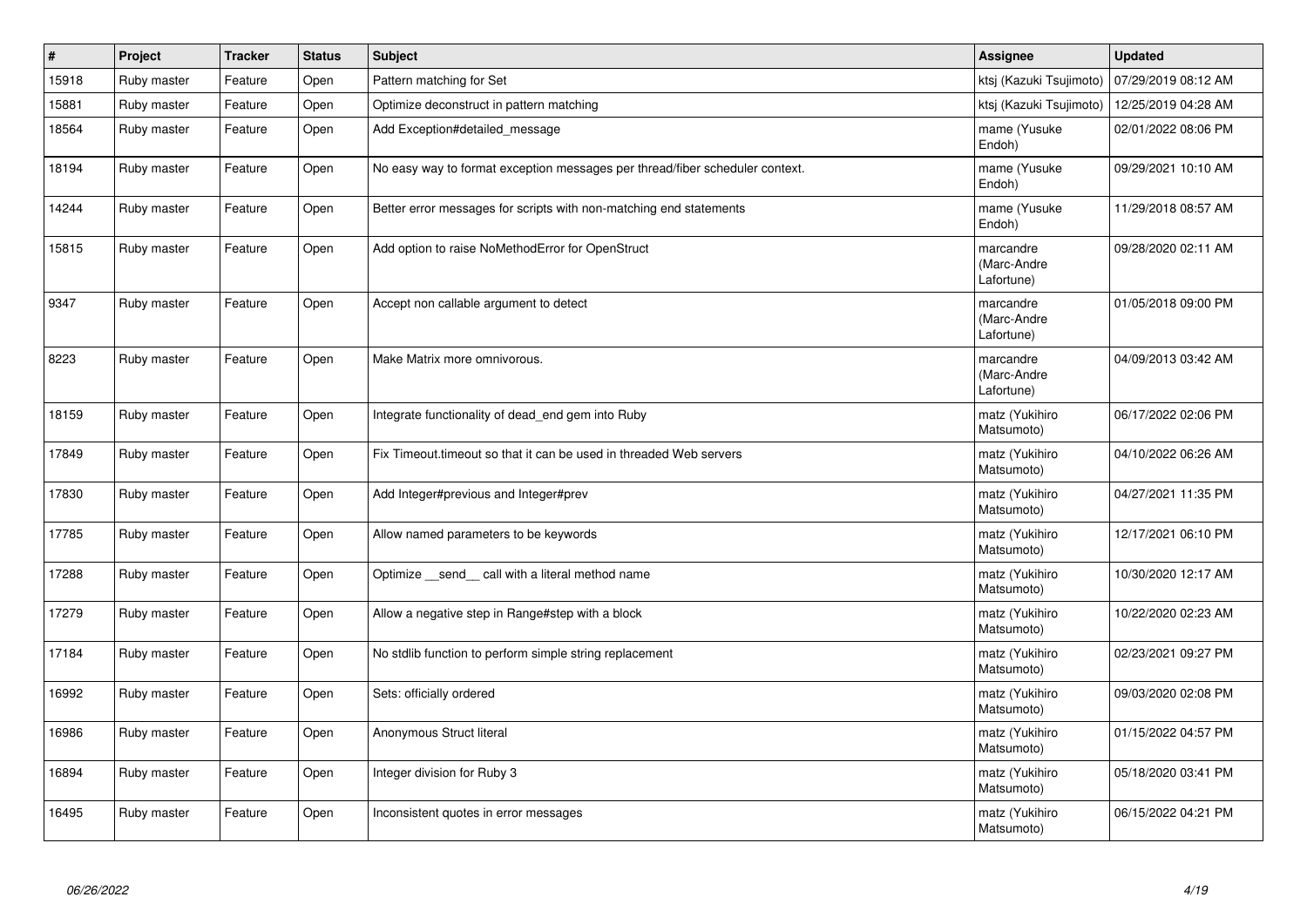| # | Project | Tracker | Status | Subject | Assignee | Updated |
|---|---|---|---|---|---|---|
| 15918 | Ruby master | Feature | Open | Pattern matching for Set | ktsj (Kazuki Tsujimoto) | 07/29/2019 08:12 AM |
| 15881 | Ruby master | Feature | Open | Optimize deconstruct in pattern matching | ktsj (Kazuki Tsujimoto) | 12/25/2019 04:28 AM |
| 18564 | Ruby master | Feature | Open | Add Exception#detailed_message | mame (Yusuke Endoh) | 02/01/2022 08:06 PM |
| 18194 | Ruby master | Feature | Open | No easy way to format exception messages per thread/fiber scheduler context. | mame (Yusuke Endoh) | 09/29/2021 10:10 AM |
| 14244 | Ruby master | Feature | Open | Better error messages for scripts with non-matching end statements | mame (Yusuke Endoh) | 11/29/2018 08:57 AM |
| 15815 | Ruby master | Feature | Open | Add option to raise NoMethodError for OpenStruct | marcandre (Marc-Andre Lafortune) | 09/28/2020 02:11 AM |
| 9347 | Ruby master | Feature | Open | Accept non callable argument to detect | marcandre (Marc-Andre Lafortune) | 01/05/2018 09:00 PM |
| 8223 | Ruby master | Feature | Open | Make Matrix more omnivorous. | marcandre (Marc-Andre Lafortune) | 04/09/2013 03:42 AM |
| 18159 | Ruby master | Feature | Open | Integrate functionality of dead_end gem into Ruby | matz (Yukihiro Matsumoto) | 06/17/2022 02:06 PM |
| 17849 | Ruby master | Feature | Open | Fix Timeout.timeout so that it can be used in threaded Web servers | matz (Yukihiro Matsumoto) | 04/10/2022 06:26 AM |
| 17830 | Ruby master | Feature | Open | Add Integer#previous and Integer#prev | matz (Yukihiro Matsumoto) | 04/27/2021 11:35 PM |
| 17785 | Ruby master | Feature | Open | Allow named parameters to be keywords | matz (Yukihiro Matsumoto) | 12/17/2021 06:10 PM |
| 17288 | Ruby master | Feature | Open | Optimize __send__ call with a literal method name | matz (Yukihiro Matsumoto) | 10/30/2020 12:17 AM |
| 17279 | Ruby master | Feature | Open | Allow a negative step in Range#step with a block | matz (Yukihiro Matsumoto) | 10/22/2020 02:23 AM |
| 17184 | Ruby master | Feature | Open | No stdlib function to perform simple string replacement | matz (Yukihiro Matsumoto) | 02/23/2021 09:27 PM |
| 16992 | Ruby master | Feature | Open | Sets: officially ordered | matz (Yukihiro Matsumoto) | 09/03/2020 02:08 PM |
| 16986 | Ruby master | Feature | Open | Anonymous Struct literal | matz (Yukihiro Matsumoto) | 01/15/2022 04:57 PM |
| 16894 | Ruby master | Feature | Open | Integer division for Ruby 3 | matz (Yukihiro Matsumoto) | 05/18/2020 03:41 PM |
| 16495 | Ruby master | Feature | Open | Inconsistent quotes in error messages | matz (Yukihiro Matsumoto) | 06/15/2022 04:21 PM |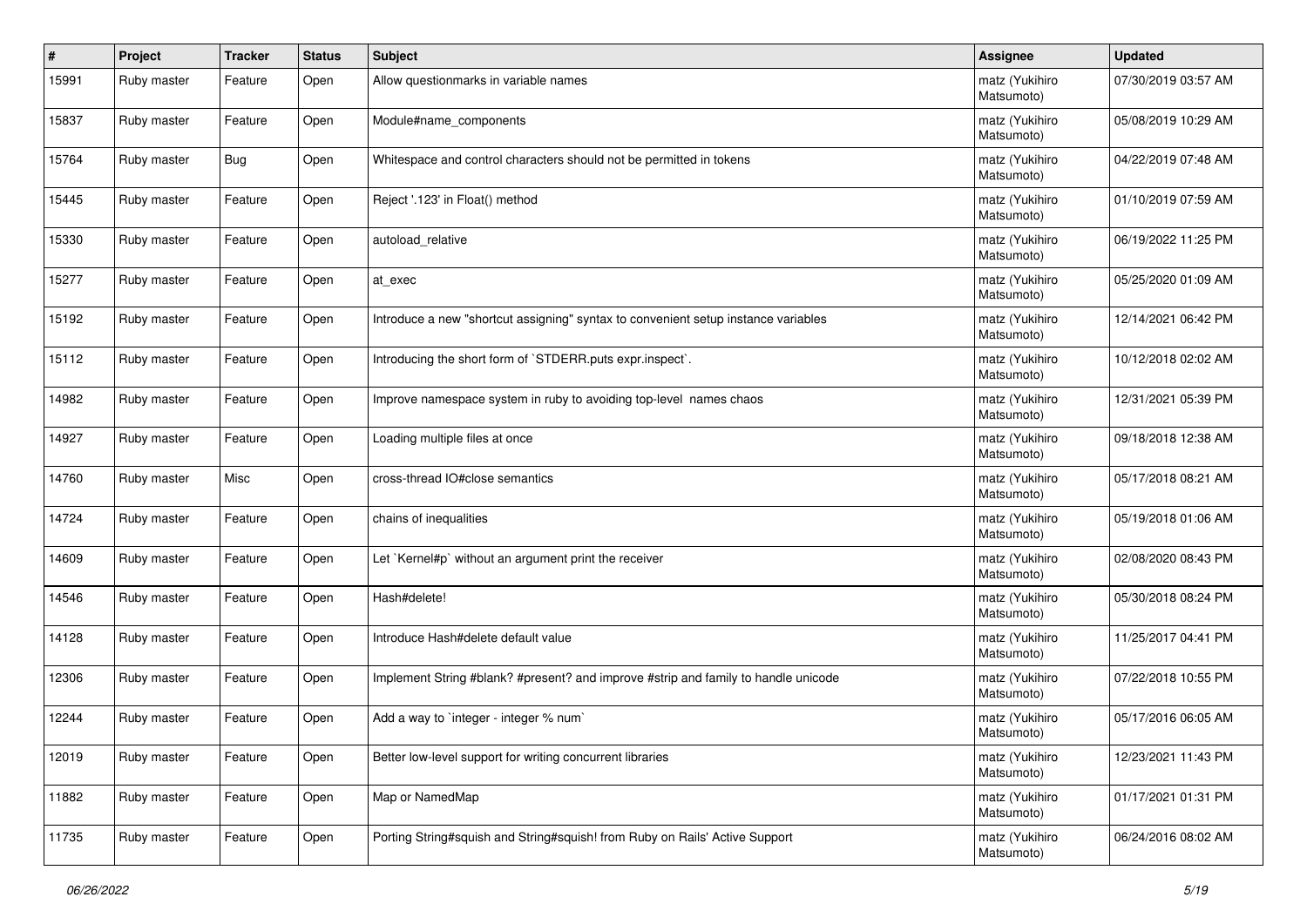| # | Project | Tracker | Status | Subject | Assignee | Updated |
|---|---|---|---|---|---|---|
| 15991 | Ruby master | Feature | Open | Allow questionmarks in variable names | matz (Yukihiro Matsumoto) | 07/30/2019 03:57 AM |
| 15837 | Ruby master | Feature | Open | Module#name_components | matz (Yukihiro Matsumoto) | 05/08/2019 10:29 AM |
| 15764 | Ruby master | Bug | Open | Whitespace and control characters should not be permitted in tokens | matz (Yukihiro Matsumoto) | 04/22/2019 07:48 AM |
| 15445 | Ruby master | Feature | Open | Reject '.123' in Float() method | matz (Yukihiro Matsumoto) | 01/10/2019 07:59 AM |
| 15330 | Ruby master | Feature | Open | autoload_relative | matz (Yukihiro Matsumoto) | 06/19/2022 11:25 PM |
| 15277 | Ruby master | Feature | Open | at_exec | matz (Yukihiro Matsumoto) | 05/25/2020 01:09 AM |
| 15192 | Ruby master | Feature | Open | Introduce a new "shortcut assigning" syntax to convenient setup instance variables | matz (Yukihiro Matsumoto) | 12/14/2021 06:42 PM |
| 15112 | Ruby master | Feature | Open | Introducing the short form of `STDERR.puts expr.inspect`. | matz (Yukihiro Matsumoto) | 10/12/2018 02:02 AM |
| 14982 | Ruby master | Feature | Open | Improve namespace system in ruby to avoiding top-level names chaos | matz (Yukihiro Matsumoto) | 12/31/2021 05:39 PM |
| 14927 | Ruby master | Feature | Open | Loading multiple files at once | matz (Yukihiro Matsumoto) | 09/18/2018 12:38 AM |
| 14760 | Ruby master | Misc | Open | cross-thread IO#close semantics | matz (Yukihiro Matsumoto) | 05/17/2018 08:21 AM |
| 14724 | Ruby master | Feature | Open | chains of inequalities | matz (Yukihiro Matsumoto) | 05/19/2018 01:06 AM |
| 14609 | Ruby master | Feature | Open | Let `Kernel#p` without an argument print the receiver | matz (Yukihiro Matsumoto) | 02/08/2020 08:43 PM |
| 14546 | Ruby master | Feature | Open | Hash#delete! | matz (Yukihiro Matsumoto) | 05/30/2018 08:24 PM |
| 14128 | Ruby master | Feature | Open | Introduce Hash#delete default value | matz (Yukihiro Matsumoto) | 11/25/2017 04:41 PM |
| 12306 | Ruby master | Feature | Open | Implement String #blank? #present? and improve #strip and family to handle unicode | matz (Yukihiro Matsumoto) | 07/22/2018 10:55 PM |
| 12244 | Ruby master | Feature | Open | Add a way to `integer - integer % num` | matz (Yukihiro Matsumoto) | 05/17/2016 06:05 AM |
| 12019 | Ruby master | Feature | Open | Better low-level support for writing concurrent libraries | matz (Yukihiro Matsumoto) | 12/23/2021 11:43 PM |
| 11882 | Ruby master | Feature | Open | Map or NamedMap | matz (Yukihiro Matsumoto) | 01/17/2021 01:31 PM |
| 11735 | Ruby master | Feature | Open | Porting String#squish and String#squish! from Ruby on Rails' Active Support | matz (Yukihiro Matsumoto) | 06/24/2016 08:02 AM |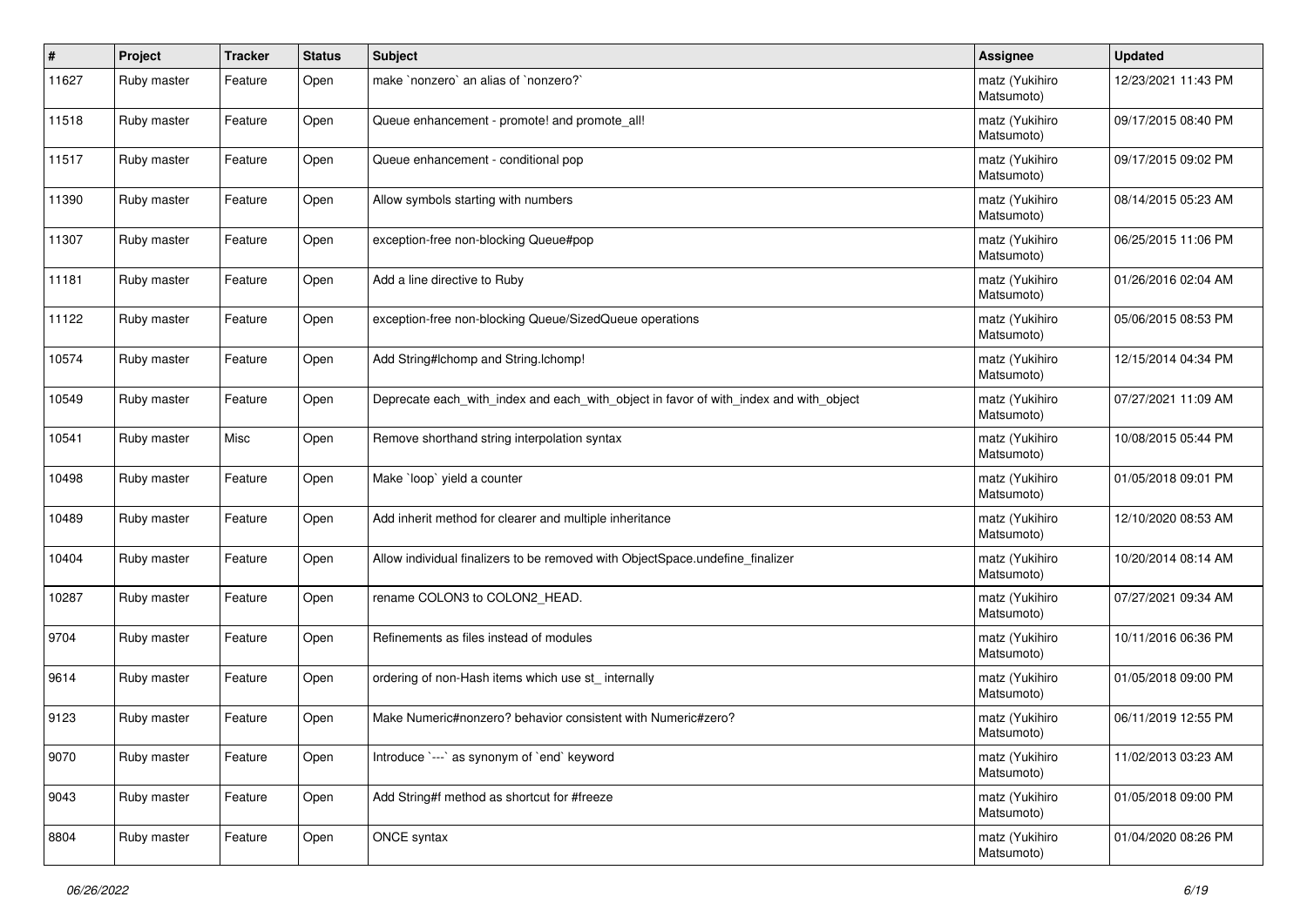| # | Project | Tracker | Status | Subject | Assignee | Updated |
|---|---|---|---|---|---|---|
| 11627 | Ruby master | Feature | Open | make `nonzero` an alias of `nonzero?` | matz (Yukihiro Matsumoto) | 12/23/2021 11:43 PM |
| 11518 | Ruby master | Feature | Open | Queue enhancement - promote! and promote_all! | matz (Yukihiro Matsumoto) | 09/17/2015 08:40 PM |
| 11517 | Ruby master | Feature | Open | Queue enhancement - conditional pop | matz (Yukihiro Matsumoto) | 09/17/2015 09:02 PM |
| 11390 | Ruby master | Feature | Open | Allow symbols starting with numbers | matz (Yukihiro Matsumoto) | 08/14/2015 05:23 AM |
| 11307 | Ruby master | Feature | Open | exception-free non-blocking Queue#pop | matz (Yukihiro Matsumoto) | 06/25/2015 11:06 PM |
| 11181 | Ruby master | Feature | Open | Add a line directive to Ruby | matz (Yukihiro Matsumoto) | 01/26/2016 02:04 AM |
| 11122 | Ruby master | Feature | Open | exception-free non-blocking Queue/SizedQueue operations | matz (Yukihiro Matsumoto) | 05/06/2015 08:53 PM |
| 10574 | Ruby master | Feature | Open | Add String#lchomp and String.lchomp! | matz (Yukihiro Matsumoto) | 12/15/2014 04:34 PM |
| 10549 | Ruby master | Feature | Open | Deprecate each_with_index and each_with_object in favor of with_index and with_object | matz (Yukihiro Matsumoto) | 07/27/2021 11:09 AM |
| 10541 | Ruby master | Misc | Open | Remove shorthand string interpolation syntax | matz (Yukihiro Matsumoto) | 10/08/2015 05:44 PM |
| 10498 | Ruby master | Feature | Open | Make `loop` yield a counter | matz (Yukihiro Matsumoto) | 01/05/2018 09:01 PM |
| 10489 | Ruby master | Feature | Open | Add inherit method for clearer and multiple inheritance | matz (Yukihiro Matsumoto) | 12/10/2020 08:53 AM |
| 10404 | Ruby master | Feature | Open | Allow individual finalizers to be removed with ObjectSpace.undefine_finalizer | matz (Yukihiro Matsumoto) | 10/20/2014 08:14 AM |
| 10287 | Ruby master | Feature | Open | rename COLON3 to COLON2_HEAD. | matz (Yukihiro Matsumoto) | 07/27/2021 09:34 AM |
| 9704 | Ruby master | Feature | Open | Refinements as files instead of modules | matz (Yukihiro Matsumoto) | 10/11/2016 06:36 PM |
| 9614 | Ruby master | Feature | Open | ordering of non-Hash items which use st_ internally | matz (Yukihiro Matsumoto) | 01/05/2018 09:00 PM |
| 9123 | Ruby master | Feature | Open | Make Numeric#nonzero? behavior consistent with Numeric#zero? | matz (Yukihiro Matsumoto) | 06/11/2019 12:55 PM |
| 9070 | Ruby master | Feature | Open | Introduce `---` as synonym of `end` keyword | matz (Yukihiro Matsumoto) | 11/02/2013 03:23 AM |
| 9043 | Ruby master | Feature | Open | Add String#f method as shortcut for #freeze | matz (Yukihiro Matsumoto) | 01/05/2018 09:00 PM |
| 8804 | Ruby master | Feature | Open | ONCE syntax | matz (Yukihiro Matsumoto) | 01/04/2020 08:26 PM |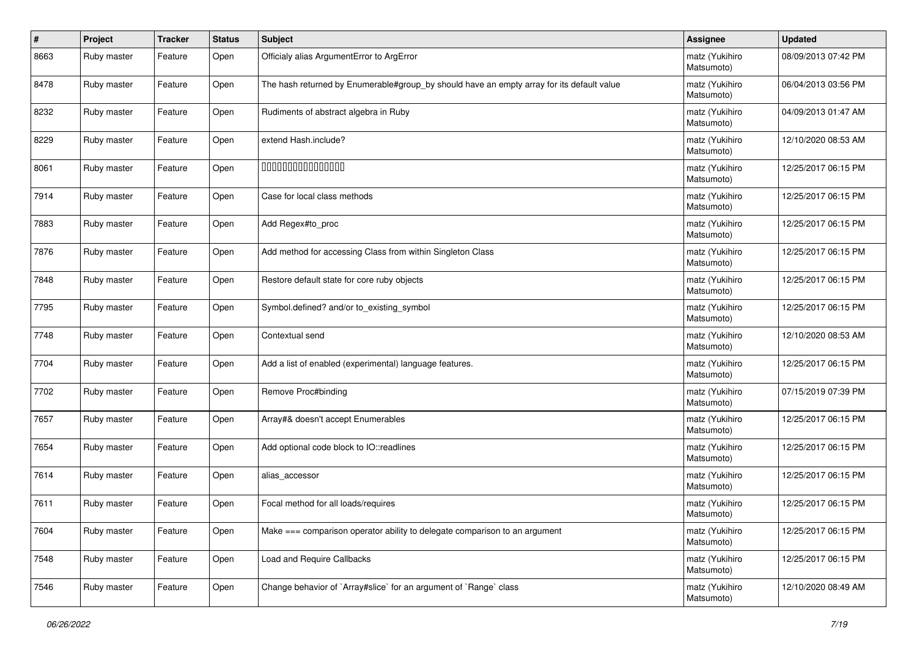| # | Project | Tracker | Status | Subject | Assignee | Updated |
|---|---|---|---|---|---|---|
| 8663 | Ruby master | Feature | Open | Officialy alias ArgumentError to ArgError | matz (Yukihiro Matsumoto) | 08/09/2013 07:42 PM |
| 8478 | Ruby master | Feature | Open | The hash returned by Enumerable#group_by should have an empty array for its default value | matz (Yukihiro Matsumoto) | 06/04/2013 03:56 PM |
| 8232 | Ruby master | Feature | Open | Rudiments of abstract algebra in Ruby | matz (Yukihiro Matsumoto) | 04/09/2013 01:47 AM |
| 8229 | Ruby master | Feature | Open | extend Hash.include? | matz (Yukihiro Matsumoto) | 12/10/2020 08:53 AM |
| 8061 | Ruby master | Feature | Open | ���������������� | matz (Yukihiro Matsumoto) | 12/25/2017 06:15 PM |
| 7914 | Ruby master | Feature | Open | Case for local class methods | matz (Yukihiro Matsumoto) | 12/25/2017 06:15 PM |
| 7883 | Ruby master | Feature | Open | Add Regex#to_proc | matz (Yukihiro Matsumoto) | 12/25/2017 06:15 PM |
| 7876 | Ruby master | Feature | Open | Add method for accessing Class from within Singleton Class | matz (Yukihiro Matsumoto) | 12/25/2017 06:15 PM |
| 7848 | Ruby master | Feature | Open | Restore default state for core ruby objects | matz (Yukihiro Matsumoto) | 12/25/2017 06:15 PM |
| 7795 | Ruby master | Feature | Open | Symbol.defined? and/or to_existing_symbol | matz (Yukihiro Matsumoto) | 12/25/2017 06:15 PM |
| 7748 | Ruby master | Feature | Open | Contextual send | matz (Yukihiro Matsumoto) | 12/10/2020 08:53 AM |
| 7704 | Ruby master | Feature | Open | Add a list of enabled (experimental) language features. | matz (Yukihiro Matsumoto) | 12/25/2017 06:15 PM |
| 7702 | Ruby master | Feature | Open | Remove Proc#binding | matz (Yukihiro Matsumoto) | 07/15/2019 07:39 PM |
| 7657 | Ruby master | Feature | Open | Array#& doesn't accept Enumerables | matz (Yukihiro Matsumoto) | 12/25/2017 06:15 PM |
| 7654 | Ruby master | Feature | Open | Add optional code block to IO::readlines | matz (Yukihiro Matsumoto) | 12/25/2017 06:15 PM |
| 7614 | Ruby master | Feature | Open | alias_accessor | matz (Yukihiro Matsumoto) | 12/25/2017 06:15 PM |
| 7611 | Ruby master | Feature | Open | Focal method for all loads/requires | matz (Yukihiro Matsumoto) | 12/25/2017 06:15 PM |
| 7604 | Ruby master | Feature | Open | Make === comparison operator ability to delegate comparison to an argument | matz (Yukihiro Matsumoto) | 12/25/2017 06:15 PM |
| 7548 | Ruby master | Feature | Open | Load and Require Callbacks | matz (Yukihiro Matsumoto) | 12/25/2017 06:15 PM |
| 7546 | Ruby master | Feature | Open | Change behavior of `Array#slice` for an argument of `Range` class | matz (Yukihiro Matsumoto) | 12/10/2020 08:49 AM |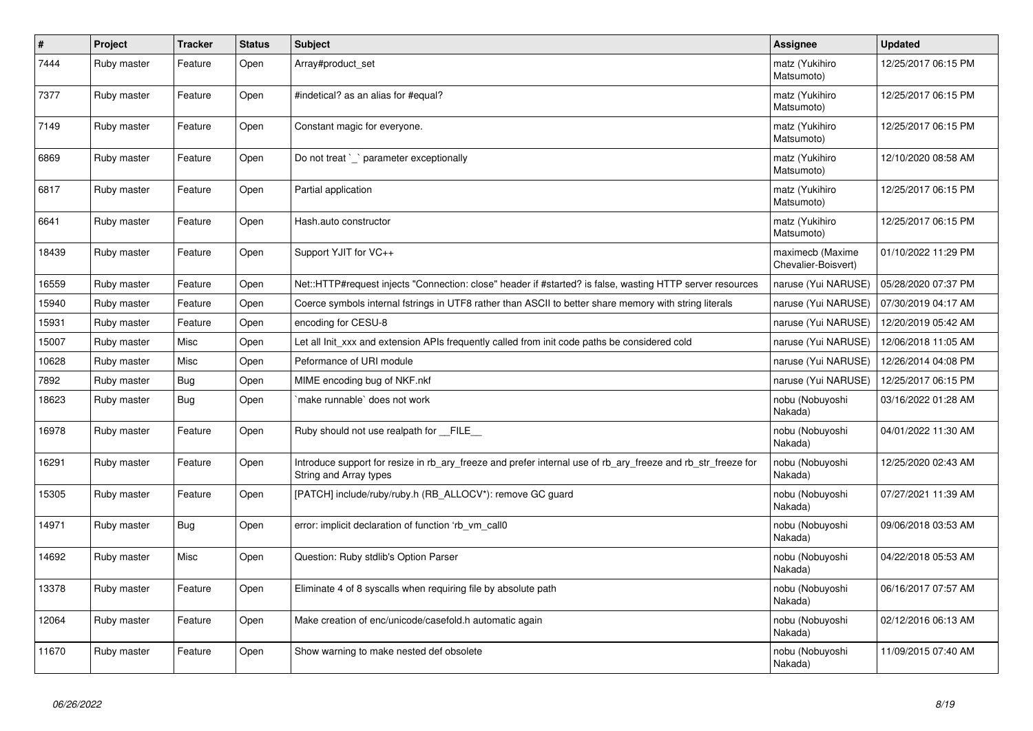| # | Project | Tracker | Status | Subject | Assignee | Updated |
|---|---|---|---|---|---|---|
| 7444 | Ruby master | Feature | Open | Array#product_set | matz (Yukihiro Matsumoto) | 12/25/2017 06:15 PM |
| 7377 | Ruby master | Feature | Open | #indetical? as an alias for #equal? | matz (Yukihiro Matsumoto) | 12/25/2017 06:15 PM |
| 7149 | Ruby master | Feature | Open | Constant magic for everyone. | matz (Yukihiro Matsumoto) | 12/25/2017 06:15 PM |
| 6869 | Ruby master | Feature | Open | Do not treat `_` parameter exceptionally | matz (Yukihiro Matsumoto) | 12/10/2020 08:58 AM |
| 6817 | Ruby master | Feature | Open | Partial application | matz (Yukihiro Matsumoto) | 12/25/2017 06:15 PM |
| 6641 | Ruby master | Feature | Open | Hash.auto constructor | matz (Yukihiro Matsumoto) | 12/25/2017 06:15 PM |
| 18439 | Ruby master | Feature | Open | Support YJIT for VC++ | maximecb (Maxime Chevalier-Boisvert) | 01/10/2022 11:29 PM |
| 16559 | Ruby master | Feature | Open | Net::HTTP#request injects "Connection: close" header if #started? is false, wasting HTTP server resources | naruse (Yui NARUSE) | 05/28/2020 07:37 PM |
| 15940 | Ruby master | Feature | Open | Coerce symbols internal fstrings in UTF8 rather than ASCII to better share memory with string literals | naruse (Yui NARUSE) | 07/30/2019 04:17 AM |
| 15931 | Ruby master | Feature | Open | encoding for CESU-8 | naruse (Yui NARUSE) | 12/20/2019 05:42 AM |
| 15007 | Ruby master | Misc | Open | Let all Init_xxx and extension APIs frequently called from init code paths be considered cold | naruse (Yui NARUSE) | 12/06/2018 11:05 AM |
| 10628 | Ruby master | Misc | Open | Peformance of URI module | naruse (Yui NARUSE) | 12/26/2014 04:08 PM |
| 7892 | Ruby master | Bug | Open | MIME encoding bug of NKF.nkf | naruse (Yui NARUSE) | 12/25/2017 06:15 PM |
| 18623 | Ruby master | Bug | Open | `make runnable` does not work | nobu (Nobuyoshi Nakada) | 03/16/2022 01:28 AM |
| 16978 | Ruby master | Feature | Open | Ruby should not use realpath for __FILE__ | nobu (Nobuyoshi Nakada) | 04/01/2022 11:30 AM |
| 16291 | Ruby master | Feature | Open | Introduce support for resize in rb_ary_freeze and prefer internal use of rb_ary_freeze and rb_str_freeze for String and Array types | nobu (Nobuyoshi Nakada) | 12/25/2020 02:43 AM |
| 15305 | Ruby master | Feature | Open | [PATCH] include/ruby/ruby.h (RB_ALLOCV*): remove GC guard | nobu (Nobuyoshi Nakada) | 07/27/2021 11:39 AM |
| 14971 | Ruby master | Bug | Open | error: implicit declaration of function 'rb_vm_call0 | nobu (Nobuyoshi Nakada) | 09/06/2018 03:53 AM |
| 14692 | Ruby master | Misc | Open | Question: Ruby stdlib's Option Parser | nobu (Nobuyoshi Nakada) | 04/22/2018 05:53 AM |
| 13378 | Ruby master | Feature | Open | Eliminate 4 of 8 syscalls when requiring file by absolute path | nobu (Nobuyoshi Nakada) | 06/16/2017 07:57 AM |
| 12064 | Ruby master | Feature | Open | Make creation of enc/unicode/casefold.h automatic again | nobu (Nobuyoshi Nakada) | 02/12/2016 06:13 AM |
| 11670 | Ruby master | Feature | Open | Show warning to make nested def obsolete | nobu (Nobuyoshi Nakada) | 11/09/2015 07:40 AM |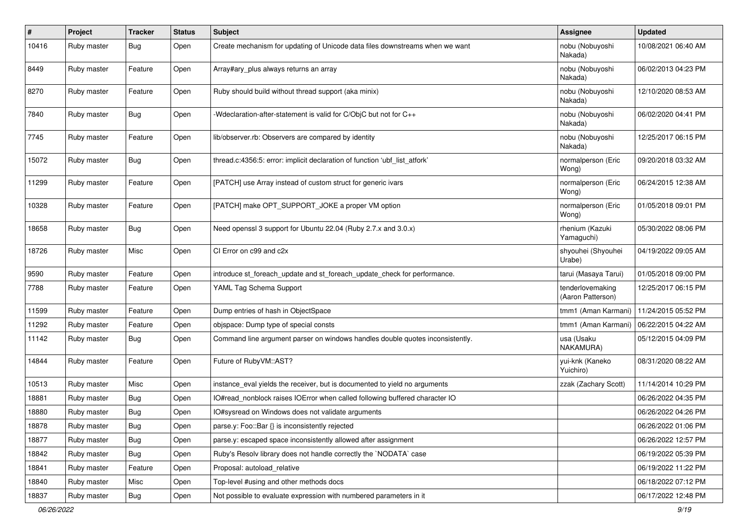| # | Project | Tracker | Status | Subject | Assignee | Updated |
|---|---|---|---|---|---|---|
| 10416 | Ruby master | Bug | Open | Create mechanism for updating of Unicode data files downstreams when we want | nobu (Nobuyoshi Nakada) | 10/08/2021 06:40 AM |
| 8449 | Ruby master | Feature | Open | Array#ary_plus always returns an array | nobu (Nobuyoshi Nakada) | 06/02/2013 04:23 PM |
| 8270 | Ruby master | Feature | Open | Ruby should build without thread support (aka minix) | nobu (Nobuyoshi Nakada) | 12/10/2020 08:53 AM |
| 7840 | Ruby master | Bug | Open | -Wdeclaration-after-statement is valid for C/ObjC but not for C++ | nobu (Nobuyoshi Nakada) | 06/02/2020 04:41 PM |
| 7745 | Ruby master | Feature | Open | lib/observer.rb: Observers are compared by identity | nobu (Nobuyoshi Nakada) | 12/25/2017 06:15 PM |
| 15072 | Ruby master | Bug | Open | thread.c:4356:5: error: implicit declaration of function 'ubf_list_atfork' | normalperson (Eric Wong) | 09/20/2018 03:32 AM |
| 11299 | Ruby master | Feature | Open | [PATCH] use Array instead of custom struct for generic ivars | normalperson (Eric Wong) | 06/24/2015 12:38 AM |
| 10328 | Ruby master | Feature | Open | [PATCH] make OPT_SUPPORT_JOKE a proper VM option | normalperson (Eric Wong) | 01/05/2018 09:01 PM |
| 18658 | Ruby master | Bug | Open | Need openssl 3 support for Ubuntu 22.04 (Ruby 2.7.x and 3.0.x) | rhenium (Kazuki Yamaguchi) | 05/30/2022 08:06 PM |
| 18726 | Ruby master | Misc | Open | CI Error on c99 and c2x | shyouhei (Shyouhei Urabe) | 04/19/2022 09:05 AM |
| 9590 | Ruby master | Feature | Open | introduce st_foreach_update and st_foreach_update_check for performance. | tarui (Masaya Tarui) | 01/05/2018 09:00 PM |
| 7788 | Ruby master | Feature | Open | YAML Tag Schema Support | tenderlovemaking (Aaron Patterson) | 12/25/2017 06:15 PM |
| 11599 | Ruby master | Feature | Open | Dump entries of hash in ObjectSpace | tmm1 (Aman Karmani) | 11/24/2015 05:52 PM |
| 11292 | Ruby master | Feature | Open | objspace: Dump type of special consts | tmm1 (Aman Karmani) | 06/22/2015 04:22 AM |
| 11142 | Ruby master | Bug | Open | Command line argument parser on windows handles double quotes inconsistently. | usa (Usaku NAKAMURA) | 05/12/2015 04:09 PM |
| 14844 | Ruby master | Feature | Open | Future of RubyVM::AST? | yui-knk (Kaneko Yuichiro) | 08/31/2020 08:22 AM |
| 10513 | Ruby master | Misc | Open | instance_eval yields the receiver, but is documented to yield no arguments | zzak (Zachary Scott) | 11/14/2014 10:29 PM |
| 18881 | Ruby master | Bug | Open | IO#read_nonblock raises IOError when called following buffered character IO | | 06/26/2022 04:35 PM |
| 18880 | Ruby master | Bug | Open | IO#sysread on Windows does not validate arguments | | 06/26/2022 04:26 PM |
| 18878 | Ruby master | Bug | Open | parse.y: Foo::Bar {} is inconsistently rejected | | 06/26/2022 01:06 PM |
| 18877 | Ruby master | Bug | Open | parse.y: escaped space inconsistently allowed after assignment | | 06/26/2022 12:57 PM |
| 18842 | Ruby master | Bug | Open | Ruby's Resolv library does not handle correctly the `NODATA` case | | 06/19/2022 05:39 PM |
| 18841 | Ruby master | Feature | Open | Proposal: autoload_relative | | 06/19/2022 11:22 PM |
| 18840 | Ruby master | Misc | Open | Top-level #using and other methods docs | | 06/18/2022 07:12 PM |
| 18837 | Ruby master | Bug | Open | Not possible to evaluate expression with numbered parameters in it | | 06/17/2022 12:48 PM |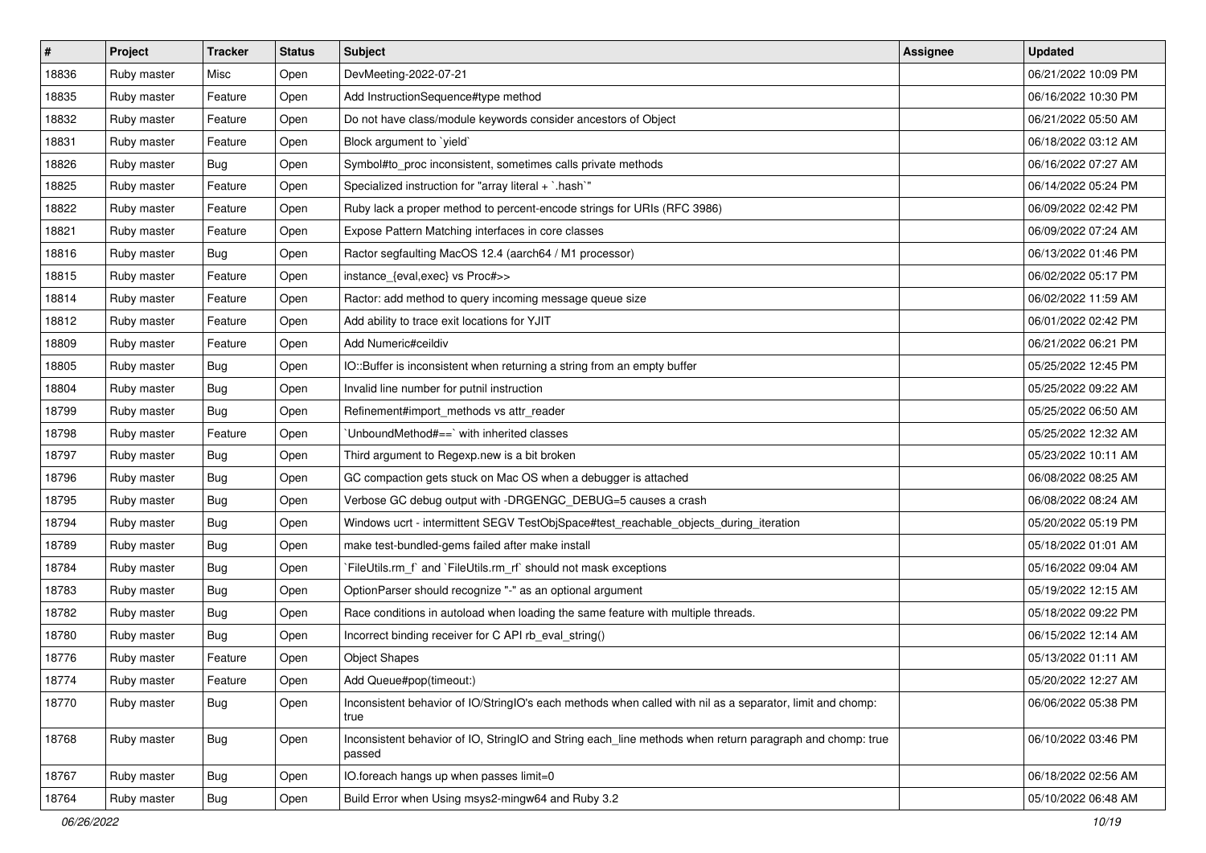| # | Project | Tracker | Status | Subject | Assignee | Updated |
|---|---|---|---|---|---|---|
| 18836 | Ruby master | Misc | Open | DevMeeting-2022-07-21 | | 06/21/2022 10:09 PM |
| 18835 | Ruby master | Feature | Open | Add InstructionSequence#type method | | 06/16/2022 10:30 PM |
| 18832 | Ruby master | Feature | Open | Do not have class/module keywords consider ancestors of Object | | 06/21/2022 05:50 AM |
| 18831 | Ruby master | Feature | Open | Block argument to `yield` | | 06/18/2022 03:12 AM |
| 18826 | Ruby master | Bug | Open | Symbol#to_proc inconsistent, sometimes calls private methods | | 06/16/2022 07:27 AM |
| 18825 | Ruby master | Feature | Open | Specialized instruction for "array literal + `.hash`" | | 06/14/2022 05:24 PM |
| 18822 | Ruby master | Feature | Open | Ruby lack a proper method to percent-encode strings for URIs (RFC 3986) | | 06/09/2022 02:42 PM |
| 18821 | Ruby master | Feature | Open | Expose Pattern Matching interfaces in core classes | | 06/09/2022 07:24 AM |
| 18816 | Ruby master | Bug | Open | Ractor segfaulting MacOS 12.4 (aarch64 / M1 processor) | | 06/13/2022 01:46 PM |
| 18815 | Ruby master | Feature | Open | instance_{eval,exec} vs Proc#>> | | 06/02/2022 05:17 PM |
| 18814 | Ruby master | Feature | Open | Ractor: add method to query incoming message queue size | | 06/02/2022 11:59 AM |
| 18812 | Ruby master | Feature | Open | Add ability to trace exit locations for YJIT | | 06/01/2022 02:42 PM |
| 18809 | Ruby master | Feature | Open | Add Numeric#ceildiv | | 06/21/2022 06:21 PM |
| 18805 | Ruby master | Bug | Open | IO::Buffer is inconsistent when returning a string from an empty buffer | | 05/25/2022 12:45 PM |
| 18804 | Ruby master | Bug | Open | Invalid line number for putnil instruction | | 05/25/2022 09:22 AM |
| 18799 | Ruby master | Bug | Open | Refinement#import_methods vs attr_reader | | 05/25/2022 06:50 AM |
| 18798 | Ruby master | Feature | Open | `UnboundMethod#==` with inherited classes | | 05/25/2022 12:32 AM |
| 18797 | Ruby master | Bug | Open | Third argument to Regexp.new is a bit broken | | 05/23/2022 10:11 AM |
| 18796 | Ruby master | Bug | Open | GC compaction gets stuck on Mac OS when a debugger is attached | | 06/08/2022 08:25 AM |
| 18795 | Ruby master | Bug | Open | Verbose GC debug output with -DRGENGC_DEBUG=5 causes a crash | | 06/08/2022 08:24 AM |
| 18794 | Ruby master | Bug | Open | Windows ucrt - intermittent SEGV TestObjSpace#test_reachable_objects_during_iteration | | 05/20/2022 05:19 PM |
| 18789 | Ruby master | Bug | Open | make test-bundled-gems failed after make install | | 05/18/2022 01:01 AM |
| 18784 | Ruby master | Bug | Open | `FileUtils.rm_f` and `FileUtils.rm_rf` should not mask exceptions | | 05/16/2022 09:04 AM |
| 18783 | Ruby master | Bug | Open | OptionParser should recognize "-" as an optional argument | | 05/19/2022 12:15 AM |
| 18782 | Ruby master | Bug | Open | Race conditions in autoload when loading the same feature with multiple threads. | | 05/18/2022 09:22 PM |
| 18780 | Ruby master | Bug | Open | Incorrect binding receiver for C API rb_eval_string() | | 06/15/2022 12:14 AM |
| 18776 | Ruby master | Feature | Open | Object Shapes | | 05/13/2022 01:11 AM |
| 18774 | Ruby master | Feature | Open | Add Queue#pop(timeout:) | | 05/20/2022 12:27 AM |
| 18770 | Ruby master | Bug | Open | Inconsistent behavior of IO/StringIO's each methods when called with nil as a separator, limit and chomp: true | | 06/06/2022 05:38 PM |
| 18768 | Ruby master | Bug | Open | Inconsistent behavior of IO, StringIO and String each_line methods when return paragraph and chomp: true passed | | 06/10/2022 03:46 PM |
| 18767 | Ruby master | Bug | Open | IO.foreach hangs up when passes limit=0 | | 06/18/2022 02:56 AM |
| 18764 | Ruby master | Bug | Open | Build Error when Using msys2-mingw64 and Ruby 3.2 | | 05/10/2022 06:48 AM |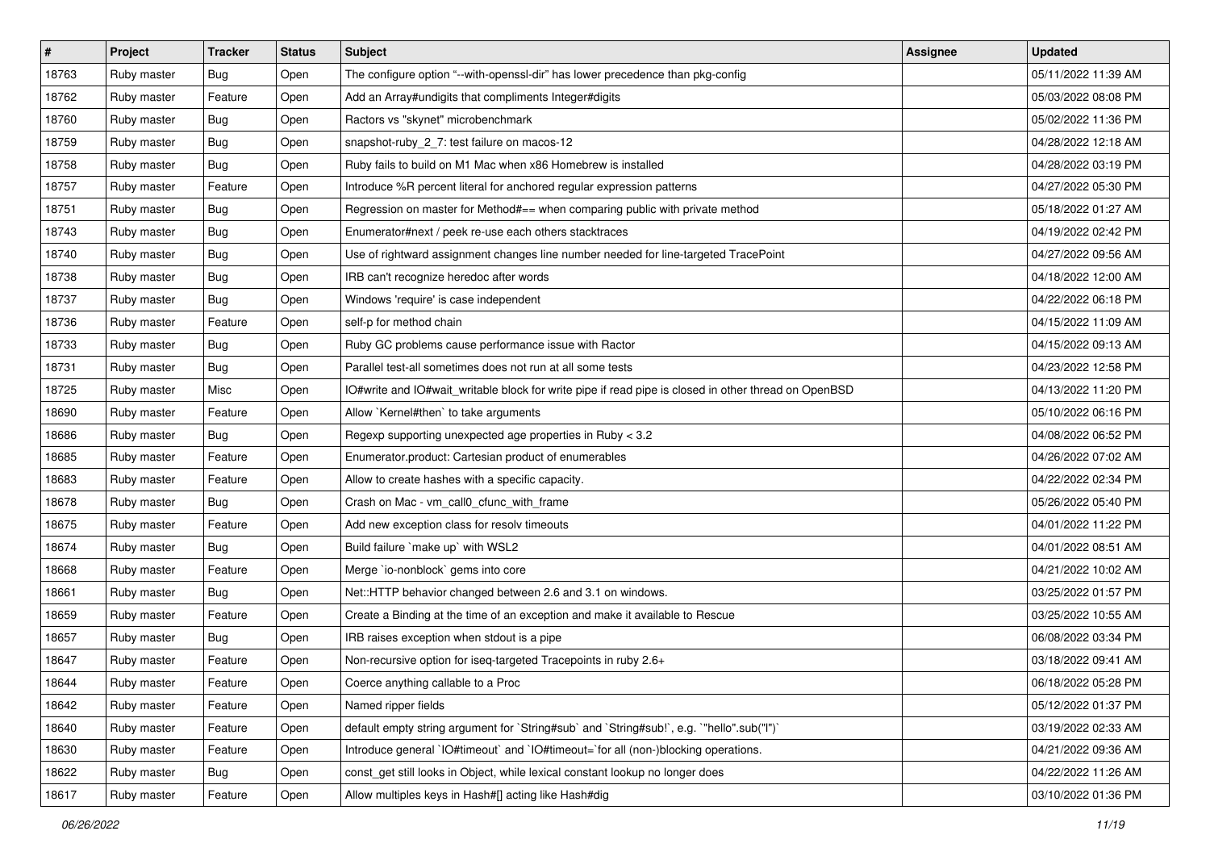| # | Project | Tracker | Status | Subject | Assignee | Updated |
|---|---|---|---|---|---|---|
| 18763 | Ruby master | Bug | Open | The configure option "--with-openssl-dir" has lower precedence than pkg-config | | 05/11/2022 11:39 AM |
| 18762 | Ruby master | Feature | Open | Add an Array#undigits that compliments Integer#digits | | 05/03/2022 08:08 PM |
| 18760 | Ruby master | Bug | Open | Ractors vs "skynet" microbenchmark | | 05/02/2022 11:36 PM |
| 18759 | Ruby master | Bug | Open | snapshot-ruby_2_7: test failure on macos-12 | | 04/28/2022 12:18 AM |
| 18758 | Ruby master | Bug | Open | Ruby fails to build on M1 Mac when x86 Homebrew is installed | | 04/28/2022 03:19 PM |
| 18757 | Ruby master | Feature | Open | Introduce %R percent literal for anchored regular expression patterns | | 04/27/2022 05:30 PM |
| 18751 | Ruby master | Bug | Open | Regression on master for Method#== when comparing public with private method | | 05/18/2022 01:27 AM |
| 18743 | Ruby master | Bug | Open | Enumerator#next / peek re-use each others stacktraces | | 04/19/2022 02:42 PM |
| 18740 | Ruby master | Bug | Open | Use of rightward assignment changes line number needed for line-targeted TracePoint | | 04/27/2022 09:56 AM |
| 18738 | Ruby master | Bug | Open | IRB can't recognize heredoc after words | | 04/18/2022 12:00 AM |
| 18737 | Ruby master | Bug | Open | Windows 'require' is case independent | | 04/22/2022 06:18 PM |
| 18736 | Ruby master | Feature | Open | self-p for method chain | | 04/15/2022 11:09 AM |
| 18733 | Ruby master | Bug | Open | Ruby GC problems cause performance issue with Ractor | | 04/15/2022 09:13 AM |
| 18731 | Ruby master | Bug | Open | Parallel test-all sometimes does not run at all some tests | | 04/23/2022 12:58 PM |
| 18725 | Ruby master | Misc | Open | IO#write and IO#wait_writable block for write pipe if read pipe is closed in other thread on OpenBSD | | 04/13/2022 11:20 PM |
| 18690 | Ruby master | Feature | Open | Allow `Kernel#then` to take arguments | | 05/10/2022 06:16 PM |
| 18686 | Ruby master | Bug | Open | Regexp supporting unexpected age properties in Ruby < 3.2 | | 04/08/2022 06:52 PM |
| 18685 | Ruby master | Feature | Open | Enumerator.product: Cartesian product of enumerables | | 04/26/2022 07:02 AM |
| 18683 | Ruby master | Feature | Open | Allow to create hashes with a specific capacity. | | 04/22/2022 02:34 PM |
| 18678 | Ruby master | Bug | Open | Crash on Mac - vm_call0_cfunc_with_frame | | 05/26/2022 05:40 PM |
| 18675 | Ruby master | Feature | Open | Add new exception class for resolv timeouts | | 04/01/2022 11:22 PM |
| 18674 | Ruby master | Bug | Open | Build failure `make up` with WSL2 | | 04/01/2022 08:51 AM |
| 18668 | Ruby master | Feature | Open | Merge `io-nonblock` gems into core | | 04/21/2022 10:02 AM |
| 18661 | Ruby master | Bug | Open | Net::HTTP behavior changed between 2.6 and 3.1 on windows. | | 03/25/2022 01:57 PM |
| 18659 | Ruby master | Feature | Open | Create a Binding at the time of an exception and make it available to Rescue | | 03/25/2022 10:55 AM |
| 18657 | Ruby master | Bug | Open | IRB raises exception when stdout is a pipe | | 06/08/2022 03:34 PM |
| 18647 | Ruby master | Feature | Open | Non-recursive option for iseq-targeted Tracepoints in ruby 2.6+ | | 03/18/2022 09:41 AM |
| 18644 | Ruby master | Feature | Open | Coerce anything callable to a Proc | | 06/18/2022 05:28 PM |
| 18642 | Ruby master | Feature | Open | Named ripper fields | | 05/12/2022 01:37 PM |
| 18640 | Ruby master | Feature | Open | default empty string argument for `String#sub` and `String#sub!`, e.g. `"hello".sub("l")` | | 03/19/2022 02:33 AM |
| 18630 | Ruby master | Feature | Open | Introduce general `IO#timeout` and `IO#timeout=`for all (non-)blocking operations. | | 04/21/2022 09:36 AM |
| 18622 | Ruby master | Bug | Open | const_get still looks in Object, while lexical constant lookup no longer does | | 04/22/2022 11:26 AM |
| 18617 | Ruby master | Feature | Open | Allow multiples keys in Hash#[] acting like Hash#dig | | 03/10/2022 01:36 PM |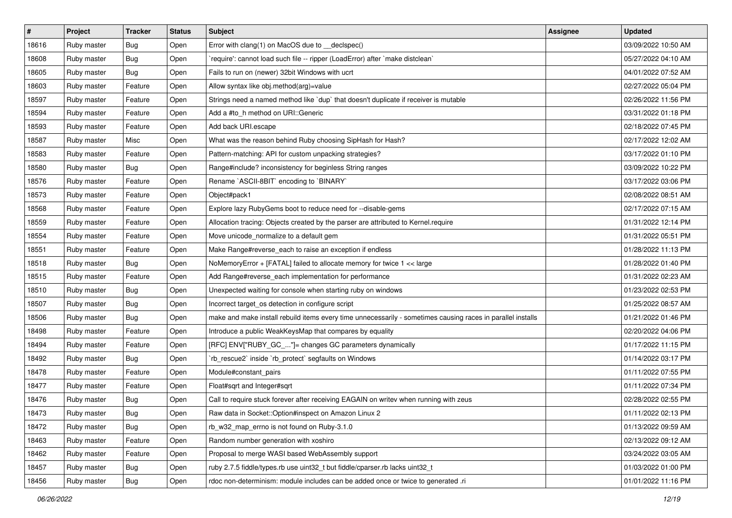| # | Project | Tracker | Status | Subject | Assignee | Updated |
|---|---|---|---|---|---|---|
| 18616 | Ruby master | Bug | Open | Error with clang(1) on MacOS due to __declspec() | | 03/09/2022 10:50 AM |
| 18608 | Ruby master | Bug | Open | `require': cannot load such file -- ripper (LoadError) after `make distclean` | | 05/27/2022 04:10 AM |
| 18605 | Ruby master | Bug | Open | Fails to run on (newer) 32bit Windows with ucrt | | 04/01/2022 07:52 AM |
| 18603 | Ruby master | Feature | Open | Allow syntax like obj.method(arg)=value | | 02/27/2022 05:04 PM |
| 18597 | Ruby master | Feature | Open | Strings need a named method like `dup` that doesn't duplicate if receiver is mutable | | 02/26/2022 11:56 PM |
| 18594 | Ruby master | Feature | Open | Add a #to_h method on URI::Generic | | 03/31/2022 01:18 PM |
| 18593 | Ruby master | Feature | Open | Add back URI.escape | | 02/18/2022 07:45 PM |
| 18587 | Ruby master | Misc | Open | What was the reason behind Ruby choosing SipHash for Hash? | | 02/17/2022 12:02 AM |
| 18583 | Ruby master | Feature | Open | Pattern-matching: API for custom unpacking strategies? | | 03/17/2022 01:10 PM |
| 18580 | Ruby master | Bug | Open | Range#include? inconsistency for beginless String ranges | | 03/09/2022 10:22 PM |
| 18576 | Ruby master | Feature | Open | Rename `ASCII-8BIT` encoding to `BINARY` | | 03/17/2022 03:06 PM |
| 18573 | Ruby master | Feature | Open | Object#pack1 | | 02/08/2022 08:51 AM |
| 18568 | Ruby master | Feature | Open | Explore lazy RubyGems boot to reduce need for --disable-gems | | 02/17/2022 07:15 AM |
| 18559 | Ruby master | Feature | Open | Allocation tracing: Objects created by the parser are attributed to Kernel.require | | 01/31/2022 12:14 PM |
| 18554 | Ruby master | Feature | Open | Move unicode_normalize to a default gem | | 01/31/2022 05:51 PM |
| 18551 | Ruby master | Feature | Open | Make Range#reverse_each to raise an exception if endless | | 01/28/2022 11:13 PM |
| 18518 | Ruby master | Bug | Open | NoMemoryError + [FATAL] failed to allocate memory for twice 1 << large | | 01/28/2022 01:40 PM |
| 18515 | Ruby master | Feature | Open | Add Range#reverse_each implementation for performance | | 01/31/2022 02:23 AM |
| 18510 | Ruby master | Bug | Open | Unexpected waiting for console when starting ruby on windows | | 01/23/2022 02:53 PM |
| 18507 | Ruby master | Bug | Open | Incorrect target_os detection in configure script | | 01/25/2022 08:57 AM |
| 18506 | Ruby master | Bug | Open | make and make install rebuild items every time unnecessarily - sometimes causing races in parallel installs | | 01/21/2022 01:46 PM |
| 18498 | Ruby master | Feature | Open | Introduce a public WeakKeysMap that compares by equality | | 02/20/2022 04:06 PM |
| 18494 | Ruby master | Feature | Open | [RFC] ENV["RUBY_GC_..."]= changes GC parameters dynamically | | 01/17/2022 11:15 PM |
| 18492 | Ruby master | Bug | Open | `rb_rescue2` inside `rb_protect` segfaults on Windows | | 01/14/2022 03:17 PM |
| 18478 | Ruby master | Feature | Open | Module#constant_pairs | | 01/11/2022 07:55 PM |
| 18477 | Ruby master | Feature | Open | Float#sqrt and Integer#sqrt | | 01/11/2022 07:34 PM |
| 18476 | Ruby master | Bug | Open | Call to require stuck forever after receiving EAGAIN on writev when running with zeus | | 02/28/2022 02:55 PM |
| 18473 | Ruby master | Bug | Open | Raw data in Socket::Option#inspect on Amazon Linux 2 | | 01/11/2022 02:13 PM |
| 18472 | Ruby master | Bug | Open | rb_w32_map_errno is not found on Ruby-3.1.0 | | 01/13/2022 09:59 AM |
| 18463 | Ruby master | Feature | Open | Random number generation with xoshiro | | 02/13/2022 09:12 AM |
| 18462 | Ruby master | Feature | Open | Proposal to merge WASI based WebAssembly support | | 03/24/2022 03:05 AM |
| 18457 | Ruby master | Bug | Open | ruby 2.7.5 fiddle/types.rb use uint32_t but fiddle/cparser.rb lacks uint32_t | | 01/03/2022 01:00 PM |
| 18456 | Ruby master | Bug | Open | rdoc non-determinism: module includes can be added once or twice to generated .ri | | 01/01/2022 11:16 PM |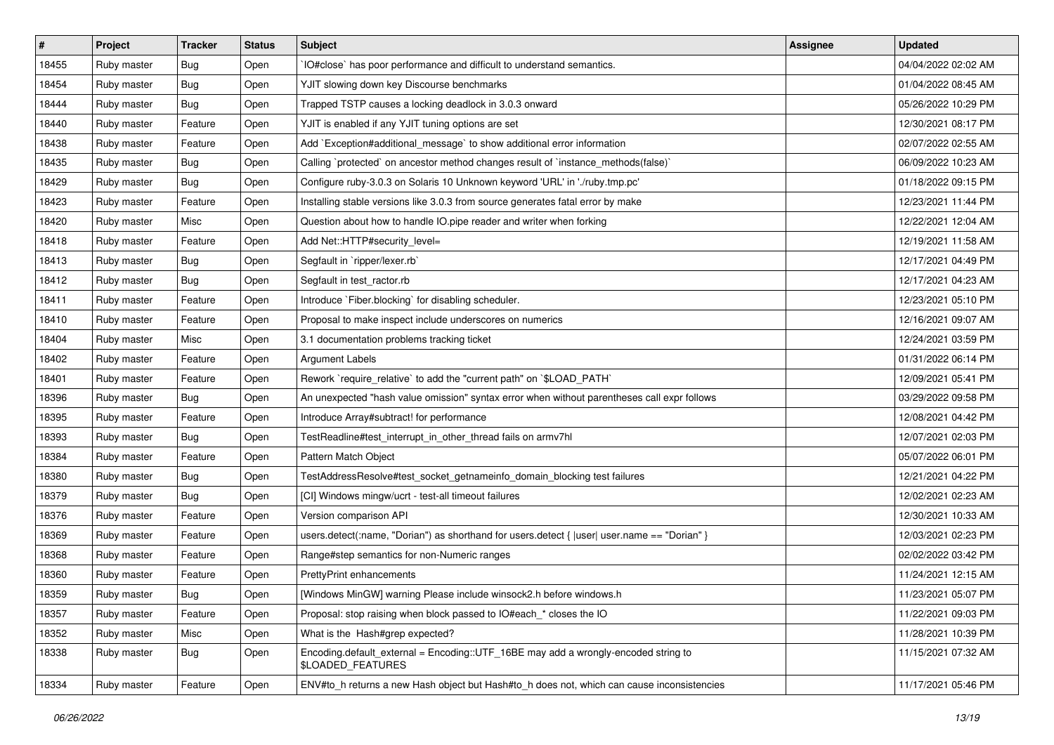| # | Project | Tracker | Status | Subject | Assignee | Updated |
|---|---|---|---|---|---|---|
| 18455 | Ruby master | Bug | Open | `IO#close` has poor performance and difficult to understand semantics. | | 04/04/2022 02:02 AM |
| 18454 | Ruby master | Bug | Open | YJIT slowing down key Discourse benchmarks | | 01/04/2022 08:45 AM |
| 18444 | Ruby master | Bug | Open | Trapped TSTP causes a locking deadlock in 3.0.3 onward | | 05/26/2022 10:29 PM |
| 18440 | Ruby master | Feature | Open | YJIT is enabled if any YJIT tuning options are set | | 12/30/2021 08:17 PM |
| 18438 | Ruby master | Feature | Open | Add `Exception#additional_message` to show additional error information | | 02/07/2022 02:55 AM |
| 18435 | Ruby master | Bug | Open | Calling `protected` on ancestor method changes result of `instance_methods(false)` | | 06/09/2022 10:23 AM |
| 18429 | Ruby master | Bug | Open | Configure ruby-3.0.3 on Solaris 10 Unknown keyword 'URL' in './ruby.tmp.pc' | | 01/18/2022 09:15 PM |
| 18423 | Ruby master | Feature | Open | Installing stable versions like 3.0.3 from source generates fatal error by make | | 12/23/2021 11:44 PM |
| 18420 | Ruby master | Misc | Open | Question about how to handle IO.pipe reader and writer when forking | | 12/22/2021 12:04 AM |
| 18418 | Ruby master | Feature | Open | Add Net::HTTP#security_level= | | 12/19/2021 11:58 AM |
| 18413 | Ruby master | Bug | Open | Segfault in `ripper/lexer.rb` | | 12/17/2021 04:49 PM |
| 18412 | Ruby master | Bug | Open | Segfault in test_ractor.rb | | 12/17/2021 04:23 AM |
| 18411 | Ruby master | Feature | Open | Introduce `Fiber.blocking` for disabling scheduler. | | 12/23/2021 05:10 PM |
| 18410 | Ruby master | Feature | Open | Proposal to make inspect include underscores on numerics | | 12/16/2021 09:07 AM |
| 18404 | Ruby master | Misc | Open | 3.1 documentation problems tracking ticket | | 12/24/2021 03:59 PM |
| 18402 | Ruby master | Feature | Open | Argument Labels | | 01/31/2022 06:14 PM |
| 18401 | Ruby master | Feature | Open | Rework `require_relative` to add the "current path" on `$LOAD_PATH` | | 12/09/2021 05:41 PM |
| 18396 | Ruby master | Bug | Open | An unexpected "hash value omission" syntax error when without parentheses call expr follows | | 03/29/2022 09:58 PM |
| 18395 | Ruby master | Feature | Open | Introduce Array#subtract! for performance | | 12/08/2021 04:42 PM |
| 18393 | Ruby master | Bug | Open | TestReadline#test_interrupt_in_other_thread fails on armv7hl | | 12/07/2021 02:03 PM |
| 18384 | Ruby master | Feature | Open | Pattern Match Object | | 05/07/2022 06:01 PM |
| 18380 | Ruby master | Bug | Open | TestAddressResolve#test_socket_getnameinfo_domain_blocking test failures | | 12/21/2021 04:22 PM |
| 18379 | Ruby master | Bug | Open | [CI] Windows mingw/ucrt - test-all timeout failures | | 12/02/2021 02:23 AM |
| 18376 | Ruby master | Feature | Open | Version comparison API | | 12/30/2021 10:33 AM |
| 18369 | Ruby master | Feature | Open | users.detect(:name, "Dorian") as shorthand for users.detect { \|user\| user.name == "Dorian" } | | 12/03/2021 02:23 PM |
| 18368 | Ruby master | Feature | Open | Range#step semantics for non-Numeric ranges | | 02/02/2022 03:42 PM |
| 18360 | Ruby master | Feature | Open | PrettyPrint enhancements | | 11/24/2021 12:15 AM |
| 18359 | Ruby master | Bug | Open | [Windows MinGW] warning Please include winsock2.h before windows.h | | 11/23/2021 05:07 PM |
| 18357 | Ruby master | Feature | Open | Proposal: stop raising when block passed to IO#each_* closes the IO | | 11/22/2021 09:03 PM |
| 18352 | Ruby master | Misc | Open | What is the Hash#grep expected? | | 11/28/2021 10:39 PM |
| 18338 | Ruby master | Bug | Open | Encoding.default_external = Encoding::UTF_16BE may add a wrongly-encoded string to $LOADED_FEATURES | | 11/15/2021 07:32 AM |
| 18334 | Ruby master | Feature | Open | ENV#to_h returns a new Hash object but Hash#to_h does not, which can cause inconsistencies | | 11/17/2021 05:46 PM |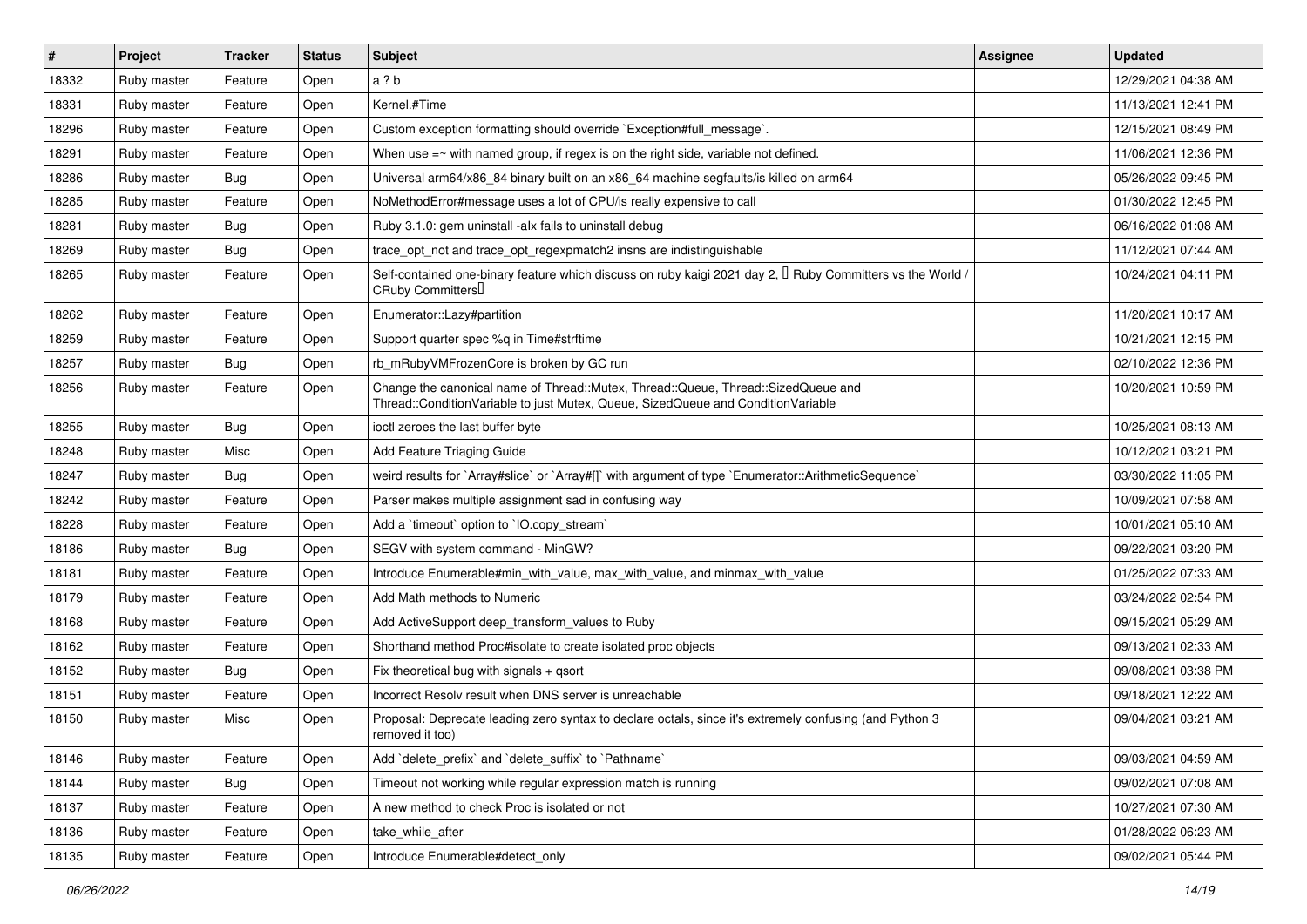| # | Project | Tracker | Status | Subject | Assignee | Updated |
|---|---|---|---|---|---|---|
| 18332 | Ruby master | Feature | Open | a ? b | | 12/29/2021 04:38 AM |
| 18331 | Ruby master | Feature | Open | Kernel.#Time | | 11/13/2021 12:41 PM |
| 18296 | Ruby master | Feature | Open | Custom exception formatting should override `Exception#full_message`. | | 12/15/2021 08:49 PM |
| 18291 | Ruby master | Feature | Open | When use =~ with named group, if regex is on the right side, variable not defined. | | 11/06/2021 12:36 PM |
| 18286 | Ruby master | Bug | Open | Universal arm64/x86_84 binary built on an x86_64 machine segfaults/is killed on arm64 | | 05/26/2022 09:45 PM |
| 18285 | Ruby master | Feature | Open | NoMethodError#message uses a lot of CPU/is really expensive to call | | 01/30/2022 12:45 PM |
| 18281 | Ruby master | Bug | Open | Ruby 3.1.0: gem uninstall -alx fails to uninstall debug | | 06/16/2022 01:08 AM |
| 18269 | Ruby master | Bug | Open | trace_opt_not and trace_opt_regexpmatch2 insns are indistinguishable | | 11/12/2021 07:44 AM |
| 18265 | Ruby master | Feature | Open | Self-contained one-binary feature which discuss on ruby kaigi 2021 day 2, 「Ruby Committers vs the World / CRuby Committers」 | | 10/24/2021 04:11 PM |
| 18262 | Ruby master | Feature | Open | Enumerator::Lazy#partition | | 11/20/2021 10:17 AM |
| 18259 | Ruby master | Feature | Open | Support quarter spec %q in Time#strftime | | 10/21/2021 12:15 PM |
| 18257 | Ruby master | Bug | Open | rb_mRubyVMFrozenCore is broken by GC run | | 02/10/2022 12:36 PM |
| 18256 | Ruby master | Feature | Open | Change the canonical name of Thread::Mutex, Thread::Queue, Thread::SizedQueue and Thread::ConditionVariable to just Mutex, Queue, SizedQueue and ConditionVariable | | 10/20/2021 10:59 PM |
| 18255 | Ruby master | Bug | Open | ioctl zeroes the last buffer byte | | 10/25/2021 08:13 AM |
| 18248 | Ruby master | Misc | Open | Add Feature Triaging Guide | | 10/12/2021 03:21 PM |
| 18247 | Ruby master | Bug | Open | weird results for `Array#slice` or `Array#[]` with argument of type `Enumerator::ArithmeticSequence` | | 03/30/2022 11:05 PM |
| 18242 | Ruby master | Feature | Open | Parser makes multiple assignment sad in confusing way | | 10/09/2021 07:58 AM |
| 18228 | Ruby master | Feature | Open | Add a `timeout` option to `IO.copy_stream` | | 10/01/2021 05:10 AM |
| 18186 | Ruby master | Bug | Open | SEGV with system command - MinGW? | | 09/22/2021 03:20 PM |
| 18181 | Ruby master | Feature | Open | Introduce Enumerable#min_with_value, max_with_value, and minmax_with_value | | 01/25/2022 07:33 AM |
| 18179 | Ruby master | Feature | Open | Add Math methods to Numeric | | 03/24/2022 02:54 PM |
| 18168 | Ruby master | Feature | Open | Add ActiveSupport deep_transform_values to Ruby | | 09/15/2021 05:29 AM |
| 18162 | Ruby master | Feature | Open | Shorthand method Proc#isolate to create isolated proc objects | | 09/13/2021 02:33 AM |
| 18152 | Ruby master | Bug | Open | Fix theoretical bug with signals + qsort | | 09/08/2021 03:38 PM |
| 18151 | Ruby master | Feature | Open | Incorrect Resolv result when DNS server is unreachable | | 09/18/2021 12:22 AM |
| 18150 | Ruby master | Misc | Open | Proposal: Deprecate leading zero syntax to declare octals, since it's extremely confusing (and Python 3 removed it too) | | 09/04/2021 03:21 AM |
| 18146 | Ruby master | Feature | Open | Add `delete_prefix` and `delete_suffix` to `Pathname` | | 09/03/2021 04:59 AM |
| 18144 | Ruby master | Bug | Open | Timeout not working while regular expression match is running | | 09/02/2021 07:08 AM |
| 18137 | Ruby master | Feature | Open | A new method to check Proc is isolated or not | | 10/27/2021 07:30 AM |
| 18136 | Ruby master | Feature | Open | take_while_after | | 01/28/2022 06:23 AM |
| 18135 | Ruby master | Feature | Open | Introduce Enumerable#detect_only | | 09/02/2021 05:44 PM |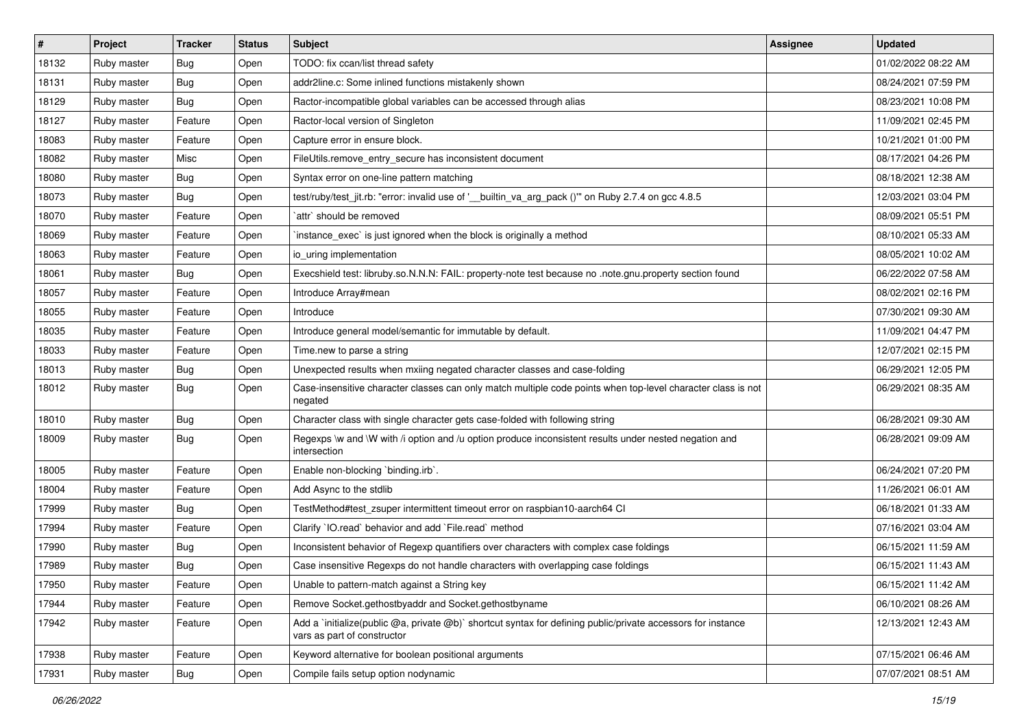| # | Project | Tracker | Status | Subject | Assignee | Updated |
|---|---|---|---|---|---|---|
| 18132 | Ruby master | Bug | Open | TODO: fix ccan/list thread safety | | 01/02/2022 08:22 AM |
| 18131 | Ruby master | Bug | Open | addr2line.c: Some inlined functions mistakenly shown | | 08/24/2021 07:59 PM |
| 18129 | Ruby master | Bug | Open | Ractor-incompatible global variables can be accessed through alias | | 08/23/2021 10:08 PM |
| 18127 | Ruby master | Feature | Open | Ractor-local version of Singleton | | 11/09/2021 02:45 PM |
| 18083 | Ruby master | Feature | Open | Capture error in ensure block. | | 10/21/2021 01:00 PM |
| 18082 | Ruby master | Misc | Open | FileUtils.remove_entry_secure has inconsistent document | | 08/17/2021 04:26 PM |
| 18080 | Ruby master | Bug | Open | Syntax error on one-line pattern matching | | 08/18/2021 12:38 AM |
| 18073 | Ruby master | Bug | Open | test/ruby/test_jit.rb: "error: invalid use of '__builtin_va_arg_pack ()'" on Ruby 2.7.4 on gcc 4.8.5 | | 12/03/2021 03:04 PM |
| 18070 | Ruby master | Feature | Open | `attr` should be removed | | 08/09/2021 05:51 PM |
| 18069 | Ruby master | Feature | Open | `instance_exec` is just ignored when the block is originally a method | | 08/10/2021 05:33 AM |
| 18063 | Ruby master | Feature | Open | io_uring implementation | | 08/05/2021 10:02 AM |
| 18061 | Ruby master | Bug | Open | Execshield test: libruby.so.N.N.N: FAIL: property-note test because no .note.gnu.property section found | | 06/22/2022 07:58 AM |
| 18057 | Ruby master | Feature | Open | Introduce Array#mean | | 08/02/2021 02:16 PM |
| 18055 | Ruby master | Feature | Open | Introduce | | 07/30/2021 09:30 AM |
| 18035 | Ruby master | Feature | Open | Introduce general model/semantic for immutable by default. | | 11/09/2021 04:47 PM |
| 18033 | Ruby master | Feature | Open | Time.new to parse a string | | 12/07/2021 02:15 PM |
| 18013 | Ruby master | Bug | Open | Unexpected results when mxiing negated character classes and case-folding | | 06/29/2021 12:05 PM |
| 18012 | Ruby master | Bug | Open | Case-insensitive character classes can only match multiple code points when top-level character class is not negated | | 06/29/2021 08:35 AM |
| 18010 | Ruby master | Bug | Open | Character class with single character gets case-folded with following string | | 06/28/2021 09:30 AM |
| 18009 | Ruby master | Bug | Open | Regexps \w and \W with /i option and /u option produce inconsistent results under nested negation and intersection | | 06/28/2021 09:09 AM |
| 18005 | Ruby master | Feature | Open | Enable non-blocking `binding.irb`. | | 06/24/2021 07:20 PM |
| 18004 | Ruby master | Feature | Open | Add Async to the stdlib | | 11/26/2021 06:01 AM |
| 17999 | Ruby master | Bug | Open | TestMethod#test_zsuper intermittent timeout error on raspbian10-aarch64 CI | | 06/18/2021 01:33 AM |
| 17994 | Ruby master | Feature | Open | Clarify `IO.read` behavior and add `File.read` method | | 07/16/2021 03:04 AM |
| 17990 | Ruby master | Bug | Open | Inconsistent behavior of Regexp quantifiers over characters with complex case foldings | | 06/15/2021 11:59 AM |
| 17989 | Ruby master | Bug | Open | Case insensitive Regexps do not handle characters with overlapping case foldings | | 06/15/2021 11:43 AM |
| 17950 | Ruby master | Feature | Open | Unable to pattern-match against a String key | | 06/15/2021 11:42 AM |
| 17944 | Ruby master | Feature | Open | Remove Socket.gethostbyaddr and Socket.gethostbyname | | 06/10/2021 08:26 AM |
| 17942 | Ruby master | Feature | Open | Add a `initialize(public @a, private @b)` shortcut syntax for defining public/private accessors for instance vars as part of constructor | | 12/13/2021 12:43 AM |
| 17938 | Ruby master | Feature | Open | Keyword alternative for boolean positional arguments | | 07/15/2021 06:46 AM |
| 17931 | Ruby master | Bug | Open | Compile fails setup option nodynamic | | 07/07/2021 08:51 AM |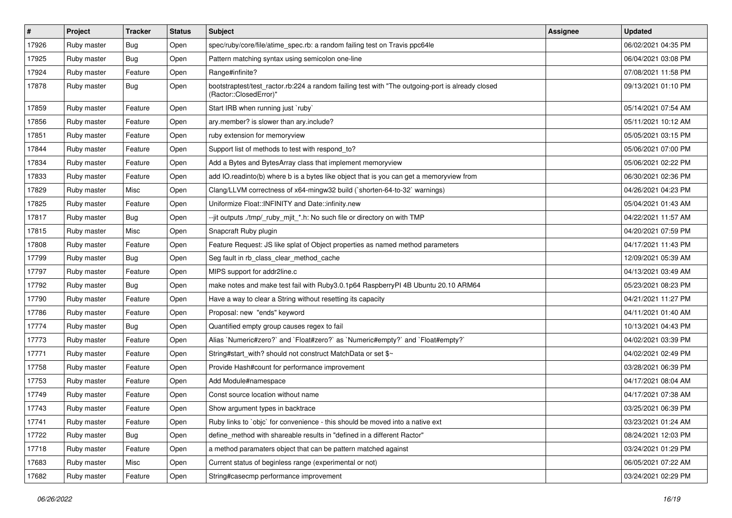| # | Project | Tracker | Status | Subject | Assignee | Updated |
|---|---|---|---|---|---|---|
| 17926 | Ruby master | Bug | Open | spec/ruby/core/file/atime_spec.rb: a random failing test on Travis ppc64le | | 06/02/2021 04:35 PM |
| 17925 | Ruby master | Bug | Open | Pattern matching syntax using semicolon one-line | | 06/04/2021 03:08 PM |
| 17924 | Ruby master | Feature | Open | Range#infinite? | | 07/08/2021 11:58 PM |
| 17878 | Ruby master | Bug | Open | bootstraptest/test_ractor.rb:224 a random failing test with "The outgoing-port is already closed (Ractor::ClosedError)" | | 09/13/2021 01:10 PM |
| 17859 | Ruby master | Feature | Open | Start IRB when running just `ruby` | | 05/14/2021 07:54 AM |
| 17856 | Ruby master | Feature | Open | ary.member? is slower than ary.include? | | 05/11/2021 10:12 AM |
| 17851 | Ruby master | Feature | Open | ruby extension for memoryview | | 05/05/2021 03:15 PM |
| 17844 | Ruby master | Feature | Open | Support list of methods to test with respond_to? | | 05/06/2021 07:00 PM |
| 17834 | Ruby master | Feature | Open | Add a Bytes and BytesArray class that implement memoryview | | 05/06/2021 02:22 PM |
| 17833 | Ruby master | Feature | Open | add IO.readinto(b) where b is a bytes like object that is you can get a memoryview from | | 06/30/2021 02:36 PM |
| 17829 | Ruby master | Misc | Open | Clang/LLVM correctness of x64-mingw32 build (`shorten-64-to-32` warnings) | | 04/26/2021 04:23 PM |
| 17825 | Ruby master | Feature | Open | Uniformize Float::INFINITY and Date::infinity.new | | 05/04/2021 01:43 AM |
| 17817 | Ruby master | Bug | Open | --jit outputs ./tmp/_ruby_mjit_*.h: No such file or directory on with TMP | | 04/22/2021 11:57 AM |
| 17815 | Ruby master | Misc | Open | Snapcraft Ruby plugin | | 04/20/2021 07:59 PM |
| 17808 | Ruby master | Feature | Open | Feature Request: JS like splat of Object properties as named method parameters | | 04/17/2021 11:43 PM |
| 17799 | Ruby master | Bug | Open | Seg fault in rb_class_clear_method_cache | | 12/09/2021 05:39 AM |
| 17797 | Ruby master | Feature | Open | MIPS support for addr2line.c | | 04/13/2021 03:49 AM |
| 17792 | Ruby master | Bug | Open | make notes and make test fail with Ruby3.0.1p64 RaspberryPI 4B Ubuntu 20.10 ARM64 | | 05/23/2021 08:23 PM |
| 17790 | Ruby master | Feature | Open | Have a way to clear a String without resetting its capacity | | 04/21/2021 11:27 PM |
| 17786 | Ruby master | Feature | Open | Proposal: new  "ends" keyword | | 04/11/2021 01:40 AM |
| 17774 | Ruby master | Bug | Open | Quantified empty group causes regex to fail | | 10/13/2021 04:43 PM |
| 17773 | Ruby master | Feature | Open | Alias `Numeric#zero?` and `Float#zero?` as `Numeric#empty?` and `Float#empty?` | | 04/02/2021 03:39 PM |
| 17771 | Ruby master | Feature | Open | String#start_with? should not construct MatchData or set $~ | | 04/02/2021 02:49 PM |
| 17758 | Ruby master | Feature | Open | Provide Hash#count for performance improvement | | 03/28/2021 06:39 PM |
| 17753 | Ruby master | Feature | Open | Add Module#namespace | | 04/17/2021 08:04 AM |
| 17749 | Ruby master | Feature | Open | Const source location without name | | 04/17/2021 07:38 AM |
| 17743 | Ruby master | Feature | Open | Show argument types in backtrace | | 03/25/2021 06:39 PM |
| 17741 | Ruby master | Feature | Open | Ruby links to `objc` for convenience - this should be moved into a native ext | | 03/23/2021 01:24 AM |
| 17722 | Ruby master | Bug | Open | define_method with shareable results in "defined in a different Ractor" | | 08/24/2021 12:03 PM |
| 17718 | Ruby master | Feature | Open | a method paramaters object that can be pattern matched against | | 03/24/2021 01:29 PM |
| 17683 | Ruby master | Misc | Open | Current status of beginless range (experimental or not) | | 06/05/2021 07:22 AM |
| 17682 | Ruby master | Feature | Open | String#casecmp performance improvement | | 03/24/2021 02:29 PM |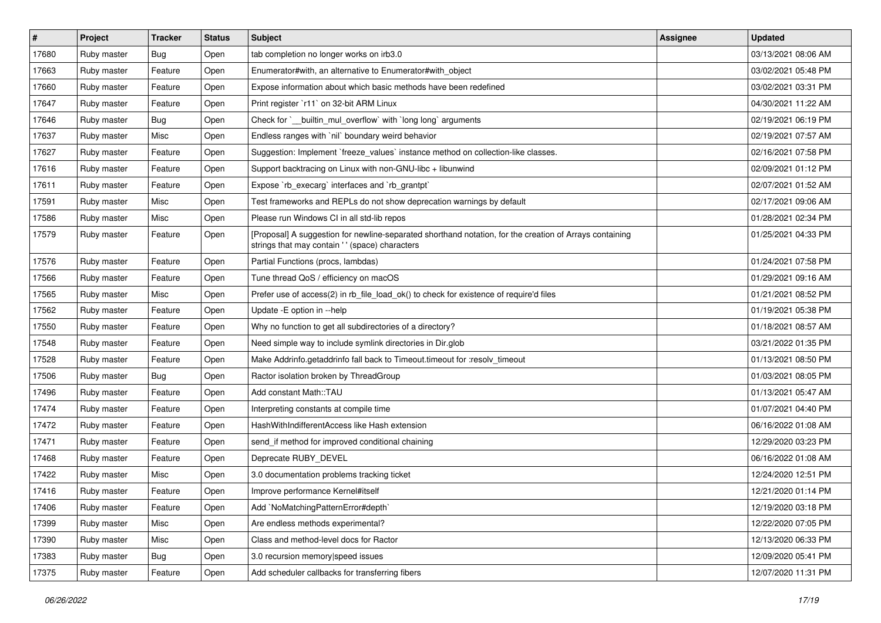| # | Project | Tracker | Status | Subject | Assignee | Updated |
|---|---|---|---|---|---|---|
| 17680 | Ruby master | Bug | Open | tab completion no longer works on irb3.0 | | 03/13/2021 08:06 AM |
| 17663 | Ruby master | Feature | Open | Enumerator#with, an alternative to Enumerator#with_object | | 03/02/2021 05:48 PM |
| 17660 | Ruby master | Feature | Open | Expose information about which basic methods have been redefined | | 03/02/2021 03:31 PM |
| 17647 | Ruby master | Feature | Open | Print register `r11` on 32-bit ARM Linux | | 04/30/2021 11:22 AM |
| 17646 | Ruby master | Bug | Open | Check for `__builtin_mul_overflow` with `long long` arguments | | 02/19/2021 06:19 PM |
| 17637 | Ruby master | Misc | Open | Endless ranges with `nil` boundary weird behavior | | 02/19/2021 07:57 AM |
| 17627 | Ruby master | Feature | Open | Suggestion: Implement `freeze_values` instance method on collection-like classes. | | 02/16/2021 07:58 PM |
| 17616 | Ruby master | Feature | Open | Support backtracing on Linux with non-GNU-libc + libunwind | | 02/09/2021 01:12 PM |
| 17611 | Ruby master | Feature | Open | Expose `rb_execarg` interfaces and `rb_grantpt` | | 02/07/2021 01:52 AM |
| 17591 | Ruby master | Misc | Open | Test frameworks and REPLs do not show deprecation warnings by default | | 02/17/2021 09:06 AM |
| 17586 | Ruby master | Misc | Open | Please run Windows CI in all std-lib repos | | 01/28/2021 02:34 PM |
| 17579 | Ruby master | Feature | Open | [Proposal] A suggestion for newline-separated shorthand notation, for the creation of Arrays containing strings that may contain ' ' (space) characters | | 01/25/2021 04:33 PM |
| 17576 | Ruby master | Feature | Open | Partial Functions (procs, lambdas) | | 01/24/2021 07:58 PM |
| 17566 | Ruby master | Feature | Open | Tune thread QoS / efficiency on macOS | | 01/29/2021 09:16 AM |
| 17565 | Ruby master | Misc | Open | Prefer use of access(2) in rb_file_load_ok() to check for existence of require'd files | | 01/21/2021 08:52 PM |
| 17562 | Ruby master | Feature | Open | Update -E option in --help | | 01/19/2021 05:38 PM |
| 17550 | Ruby master | Feature | Open | Why no function to get all subdirectories of a directory? | | 01/18/2021 08:57 AM |
| 17548 | Ruby master | Feature | Open | Need simple way to include symlink directories in Dir.glob | | 03/21/2022 01:35 PM |
| 17528 | Ruby master | Feature | Open | Make Addrinfo.getaddrinfo fall back to Timeout.timeout for :resolv_timeout | | 01/13/2021 08:50 PM |
| 17506 | Ruby master | Bug | Open | Ractor isolation broken by ThreadGroup | | 01/03/2021 08:05 PM |
| 17496 | Ruby master | Feature | Open | Add constant Math::TAU | | 01/13/2021 05:47 AM |
| 17474 | Ruby master | Feature | Open | Interpreting constants at compile time | | 01/07/2021 04:40 PM |
| 17472 | Ruby master | Feature | Open | HashWithIndifferentAccess like Hash extension | | 06/16/2022 01:08 AM |
| 17471 | Ruby master | Feature | Open | send_if method for improved conditional chaining | | 12/29/2020 03:23 PM |
| 17468 | Ruby master | Feature | Open | Deprecate RUBY_DEVEL | | 06/16/2022 01:08 AM |
| 17422 | Ruby master | Misc | Open | 3.0 documentation problems tracking ticket | | 12/24/2020 12:51 PM |
| 17416 | Ruby master | Feature | Open | Improve performance Kernel#itself | | 12/21/2020 01:14 PM |
| 17406 | Ruby master | Feature | Open | Add `NoMatchingPatternError#depth` | | 12/19/2020 03:18 PM |
| 17399 | Ruby master | Misc | Open | Are endless methods experimental? | | 12/22/2020 07:05 PM |
| 17390 | Ruby master | Misc | Open | Class and method-level docs for Ractor | | 12/13/2020 06:33 PM |
| 17383 | Ruby master | Bug | Open | 3.0 recursion memory\|speed issues | | 12/09/2020 05:41 PM |
| 17375 | Ruby master | Feature | Open | Add scheduler callbacks for transferring fibers | | 12/07/2020 11:31 PM |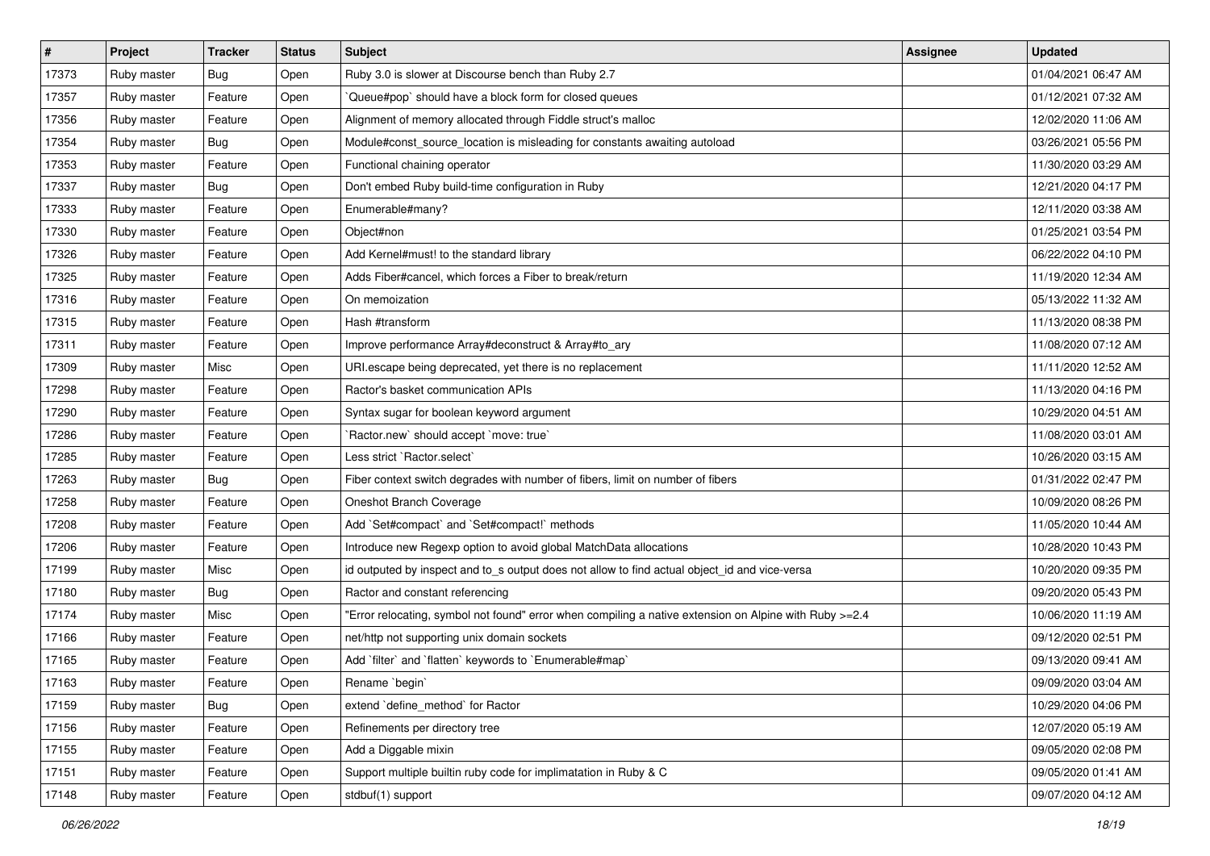| # | Project | Tracker | Status | Subject | Assignee | Updated |
|---|---|---|---|---|---|---|
| 17373 | Ruby master | Bug | Open | Ruby 3.0 is slower at Discourse bench than Ruby 2.7 | | 01/04/2021 06:47 AM |
| 17357 | Ruby master | Feature | Open | `Queue#pop` should have a block form for closed queues | | 01/12/2021 07:32 AM |
| 17356 | Ruby master | Feature | Open | Alignment of memory allocated through Fiddle struct's malloc | | 12/02/2020 11:06 AM |
| 17354 | Ruby master | Bug | Open | Module#const_source_location is misleading for constants awaiting autoload | | 03/26/2021 05:56 PM |
| 17353 | Ruby master | Feature | Open | Functional chaining operator | | 11/30/2020 03:29 AM |
| 17337 | Ruby master | Bug | Open | Don't embed Ruby build-time configuration in Ruby | | 12/21/2020 04:17 PM |
| 17333 | Ruby master | Feature | Open | Enumerable#many? | | 12/11/2020 03:38 AM |
| 17330 | Ruby master | Feature | Open | Object#non | | 01/25/2021 03:54 PM |
| 17326 | Ruby master | Feature | Open | Add Kernel#must! to the standard library | | 06/22/2022 04:10 PM |
| 17325 | Ruby master | Feature | Open | Adds Fiber#cancel, which forces a Fiber to break/return | | 11/19/2020 12:34 AM |
| 17316 | Ruby master | Feature | Open | On memoization | | 05/13/2022 11:32 AM |
| 17315 | Ruby master | Feature | Open | Hash #transform | | 11/13/2020 08:38 PM |
| 17311 | Ruby master | Feature | Open | Improve performance Array#deconstruct & Array#to_ary | | 11/08/2020 07:12 AM |
| 17309 | Ruby master | Misc | Open | URI.escape being deprecated, yet there is no replacement | | 11/11/2020 12:52 AM |
| 17298 | Ruby master | Feature | Open | Ractor's basket communication APIs | | 11/13/2020 04:16 PM |
| 17290 | Ruby master | Feature | Open | Syntax sugar for boolean keyword argument | | 10/29/2020 04:51 AM |
| 17286 | Ruby master | Feature | Open | `Ractor.new` should accept `move: true` | | 11/08/2020 03:01 AM |
| 17285 | Ruby master | Feature | Open | Less strict `Ractor.select` | | 10/26/2020 03:15 AM |
| 17263 | Ruby master | Bug | Open | Fiber context switch degrades with number of fibers, limit on number of fibers | | 01/31/2022 02:47 PM |
| 17258 | Ruby master | Feature | Open | Oneshot Branch Coverage | | 10/09/2020 08:26 PM |
| 17208 | Ruby master | Feature | Open | Add `Set#compact` and `Set#compact!` methods | | 11/05/2020 10:44 AM |
| 17206 | Ruby master | Feature | Open | Introduce new Regexp option to avoid global MatchData allocations | | 10/28/2020 10:43 PM |
| 17199 | Ruby master | Misc | Open | id outputed by inspect and to_s output does not allow to find actual object_id and vice-versa | | 10/20/2020 09:35 PM |
| 17180 | Ruby master | Bug | Open | Ractor and constant referencing | | 09/20/2020 05:43 PM |
| 17174 | Ruby master | Misc | Open | "Error relocating, symbol not found" error when compiling a native extension on Alpine with Ruby >=2.4 | | 10/06/2020 11:19 AM |
| 17166 | Ruby master | Feature | Open | net/http not supporting unix domain sockets | | 09/12/2020 02:51 PM |
| 17165 | Ruby master | Feature | Open | Add `filter` and `flatten` keywords to `Enumerable#map` | | 09/13/2020 09:41 AM |
| 17163 | Ruby master | Feature | Open | Rename `begin` | | 09/09/2020 03:04 AM |
| 17159 | Ruby master | Bug | Open | extend `define_method` for Ractor | | 10/29/2020 04:06 PM |
| 17156 | Ruby master | Feature | Open | Refinements per directory tree | | 12/07/2020 05:19 AM |
| 17155 | Ruby master | Feature | Open | Add a Diggable mixin | | 09/05/2020 02:08 PM |
| 17151 | Ruby master | Feature | Open | Support multiple builtin ruby code for implimatation in Ruby & C | | 09/05/2020 01:41 AM |
| 17148 | Ruby master | Feature | Open | stdbuf(1) support | | 09/07/2020 04:12 AM |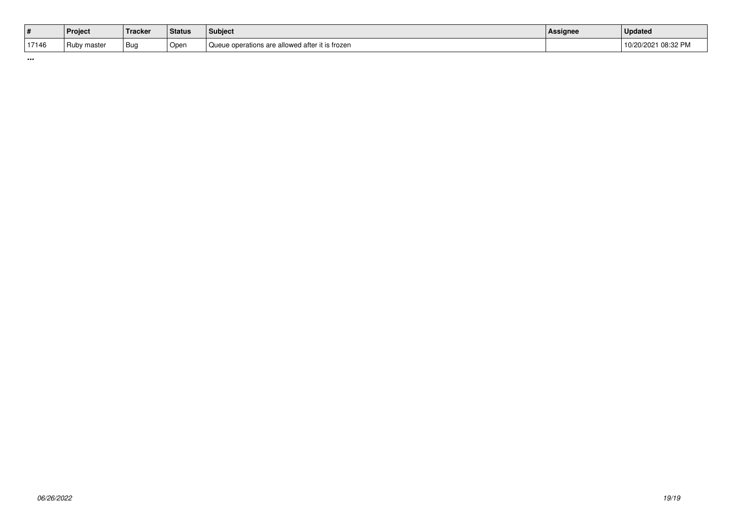| # | Project | Tracker | Status | Subject | Assignee | Updated |
|---|---|---|---|---|---|---|
| 17146 | Ruby master | Bug | Open | Queue operations are allowed after it is frozen | | 10/20/2021 08:32 PM |

...